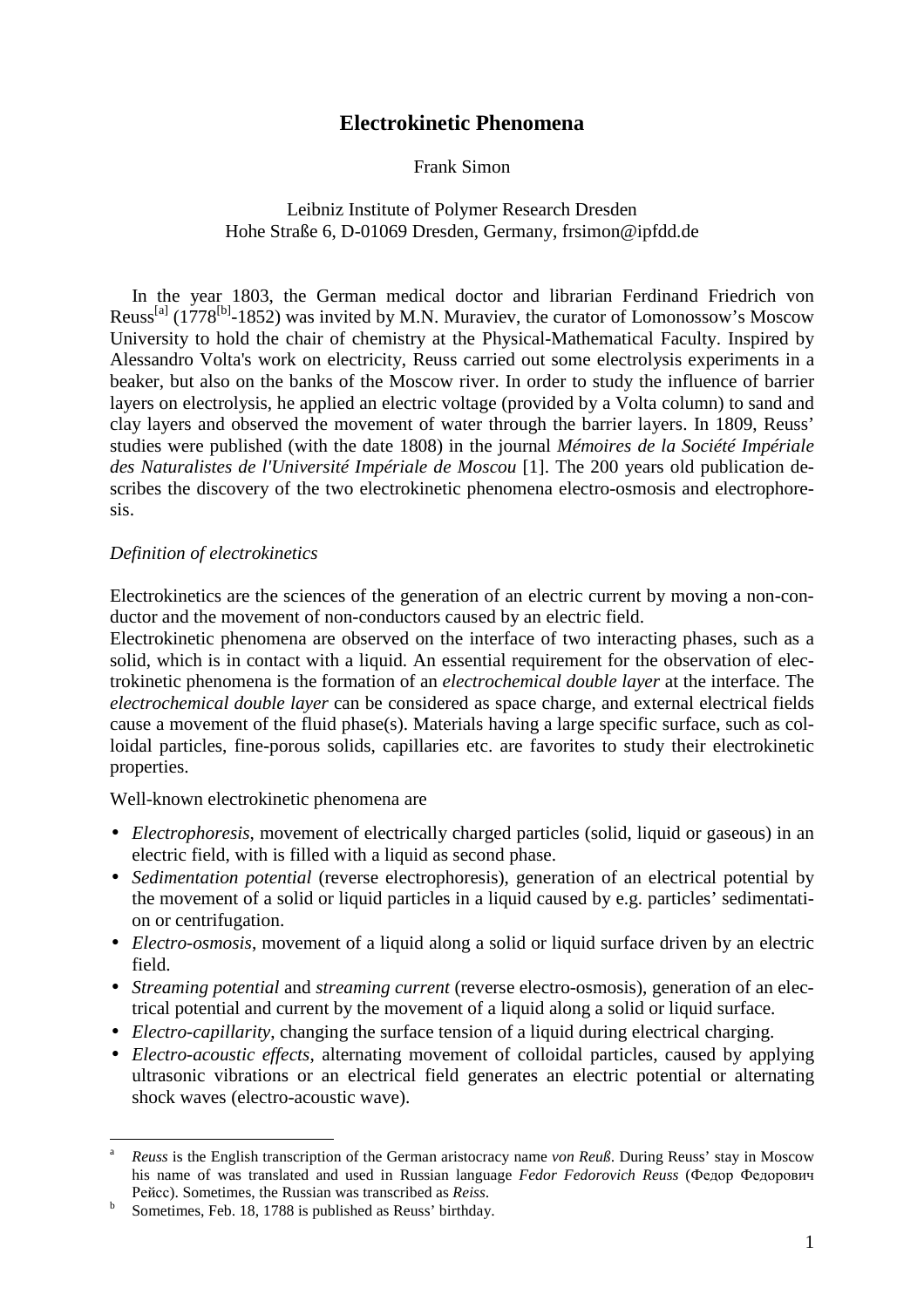# Electrokinetic Phenomena

Frank Simon

Leibniz Institute of Polymer Research Dresden
Hohe Straße 6, D-01069 Dresden, Germany, frsimon@ipfdd.de

In the year 1803, the German medical doctor and librarian Ferdinand Friedrich von Reuss[a] (1778[b]-1852) was invited by M.N. Muraviev, the curator of Lomonossow's Moscow University to hold the chair of chemistry at the Physical-Mathematical Faculty. Inspired by Alessandro Volta's work on electricity, Reuss carried out some electrolysis experiments in a beaker, but also on the banks of the Moscow river. In order to study the influence of barrier layers on electrolysis, he applied an electric voltage (provided by a Volta column) to sand and clay layers and observed the movement of water through the barrier layers. In 1809, Reuss' studies were published (with the date 1808) in the journal *Mémoires de la Société Impériale des Naturalistes de l'Université Impériale de Moscou* [1]. The 200 years old publication describes the discovery of the two electrokinetic phenomena electro-osmosis and electrophoresis.

*Definition of electrokinetics*

Electrokinetics are the sciences of the generation of an electric current by moving a non-conductor and the movement of non-conductors caused by an electric field.
Electrokinetic phenomena are observed on the interface of two interacting phases, such as a solid, which is in contact with a liquid. An essential requirement for the observation of electrokinetic phenomena is the formation of an *electrochemical double layer* at the interface. The *electrochemical double layer* can be considered as space charge, and external electrical fields cause a movement of the fluid phase(s). Materials having a large specific surface, such as colloidal particles, fine-porous solids, capillaries etc. are favorites to study their electrokinetic properties.

Well-known electrokinetic phenomena are

- *Electrophoresis*, movement of electrically charged particles (solid, liquid or gaseous) in an electric field, with is filled with a liquid as second phase.
- *Sedimentation potential* (reverse electrophoresis), generation of an electrical potential by the movement of a solid or liquid particles in a liquid caused by e.g. particles' sedimentation or centrifugation.
- *Electro-osmosis*, movement of a liquid along a solid or liquid surface driven by an electric field.
- *Streaming potential* and *streaming current* (reverse electro-osmosis), generation of an electrical potential and current by the movement of a liquid along a solid or liquid surface.
- *Electro-capillarity*, changing the surface tension of a liquid during electrical charging.
- *Electro-acoustic effects*, alternating movement of colloidal particles, caused by applying ultrasonic vibrations or an electrical field generates an electric potential or alternating shock waves (electro-acoustic wave).

---

[a] *Reuss* is the English transcription of the German aristocracy name *von Reuß*. During Reuss' stay in Moscow his name of was translated and used in Russian language *Fedor Fedorovich Reuss* (Федор Федорович Рейсс). Sometimes, the Russian was transcribed as *Reiss*.

[b] Sometimes, Feb. 18, 1788 is published as Reuss' birthday.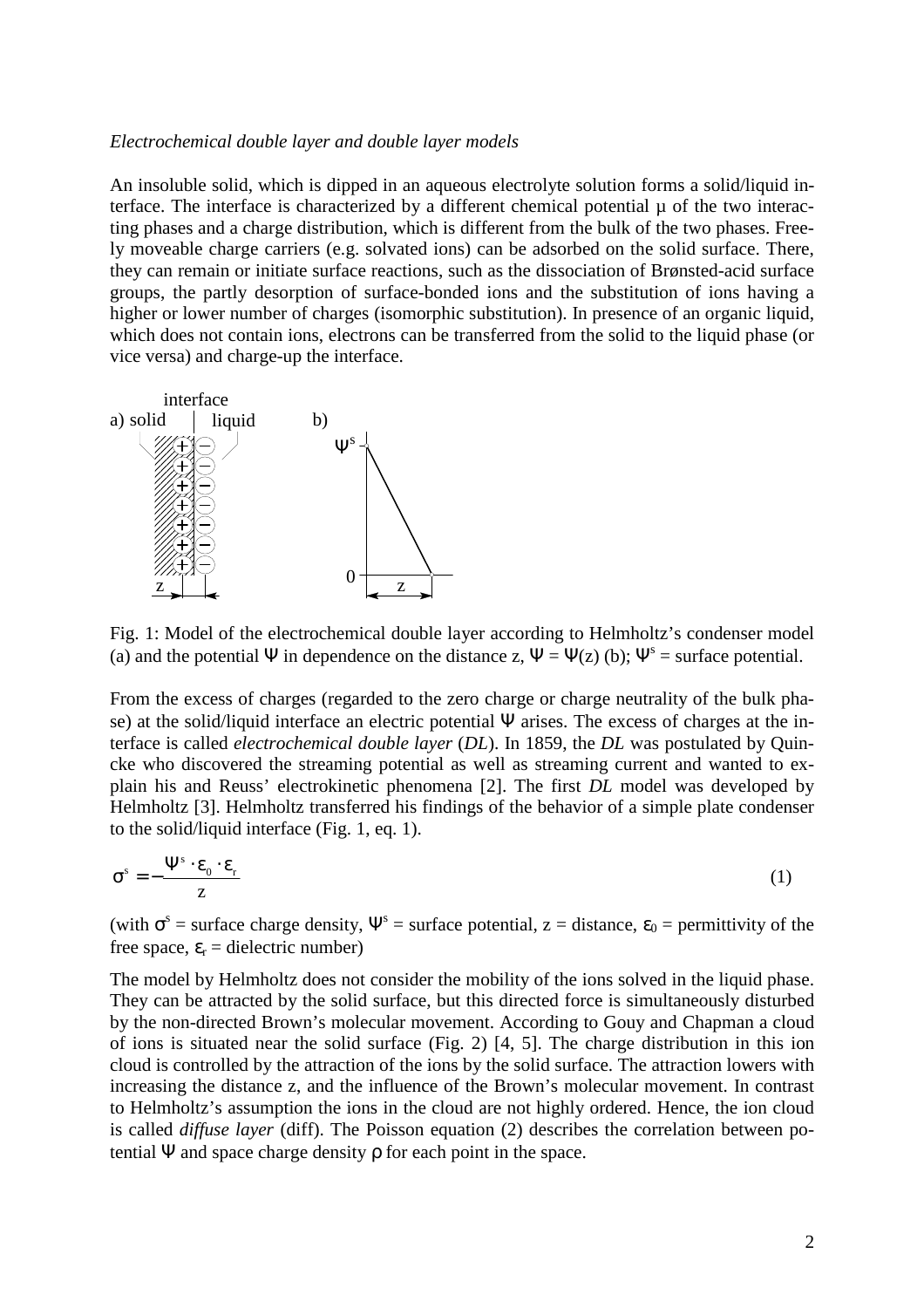*Electrochemical double layer and double layer models*

An insoluble solid, which is dipped in an aqueous electrolyte solution forms a solid/liquid interface. The interface is characterized by a different chemical potential μ of the two interacting phases and a charge distribution, which is different from the bulk of the two phases. Freely moveable charge carriers (e.g. solvated ions) can be adsorbed on the solid surface. There, they can remain or initiate surface reactions, such as the dissociation of Brønsted-acid surface groups, the partly desorption of surface-bonded ions and the substitution of ions having a higher or lower number of charges (isomorphic substitution). In presence of an organic liquid, which does not contain ions, electrons can be transferred from the solid to the liquid phase (or vice versa) and charge-up the interface.

Fig. 1: Model of the electrochemical double layer according to Helmholtz's condenser model (a) and the potential Ψ in dependence on the distance z, $\Psi = \Psi(z)$ (b); $\Psi^s$ = surface potential.

From the excess of charges (regarded to the zero charge or charge neutrality of the bulk phase) at the solid/liquid interface an electric potential Ψ arises. The excess of charges at the interface is called *electrochemical double layer* (*DL*). In 1859, the *DL* was postulated by Quincke who discovered the streaming potential as well as streaming current and wanted to explain his and Reuss' electrokinetic phenomena [2]. The first *DL* model was developed by Helmholtz [3]. Helmholtz transferred his findings of the behavior of a simple plate condenser to the solid/liquid interface (Fig. 1, eq. 1).

$$\sigma^s = -\frac{\Psi^s \cdot \varepsilon_0 \cdot \varepsilon_r}{z} \tag{1}$$

(with $\sigma^s$ = surface charge density, $\Psi^s$ = surface potential, z = distance, $\varepsilon_0$ = permittivity of the free space, $\varepsilon_r$ = dielectric number)

The model by Helmholtz does not consider the mobility of the ions solved in the liquid phase. They can be attracted by the solid surface, but this directed force is simultaneously disturbed by the non-directed Brown's molecular movement. According to Gouy and Chapman a cloud of ions is situated near the solid surface (Fig. 2) [4, 5]. The charge distribution in this ion cloud is controlled by the attraction of the ions by the solid surface. The attraction lowers with increasing the distance z, and the influence of the Brown's molecular movement. In contrast to Helmholtz's assumption the ions in the cloud are not highly ordered. Hence, the ion cloud is called *diffuse layer* (diff). The Poisson equation (2) describes the correlation between potential Ψ and space charge density ρ for each point in the space.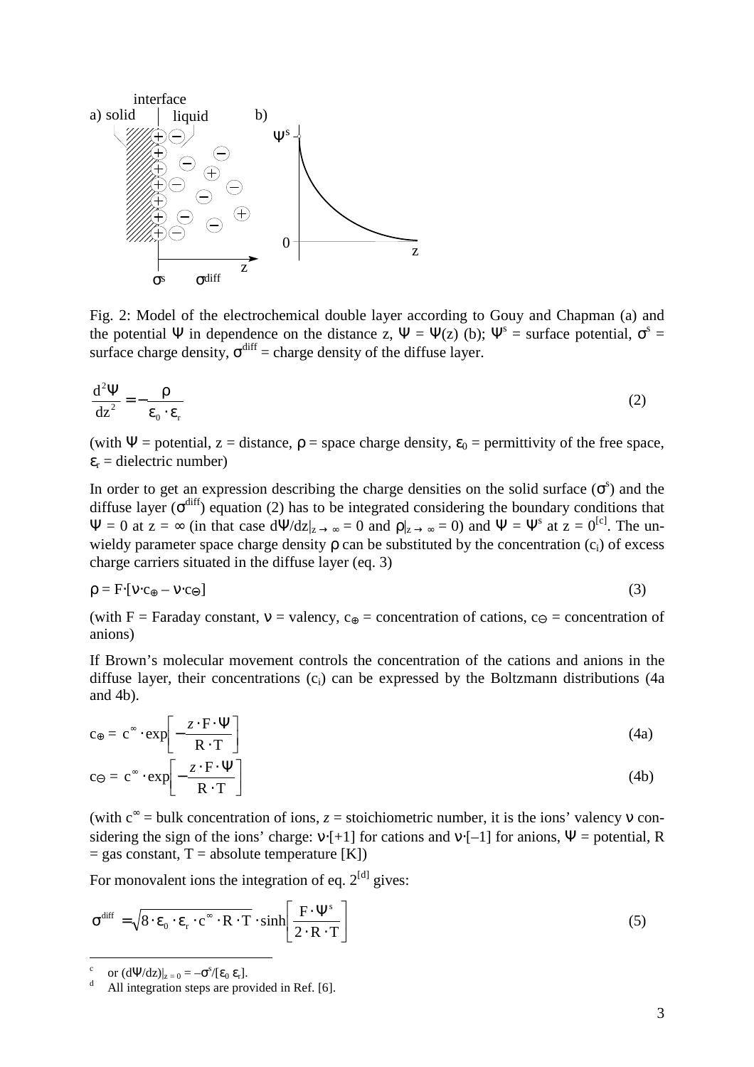Fig. 2: Model of the electrochemical double layer according to Gouy and Chapman (a) and the potential $\Psi$ in dependence on the distance z, $\Psi = \Psi(z)$ (b); $\Psi^s$ = surface potential, $\sigma^s$ = surface charge density, $\sigma^{diff}$ = charge density of the diffuse layer.

$$\frac{d^2\Psi}{dz^2} = -\frac{\rho}{\varepsilon_0 \cdot \varepsilon_r} \tag{2}$$

(with $\Psi$ = potential, z = distance, $\rho$ = space charge density, $\varepsilon_0$ = permittivity of the free space, $\varepsilon_r$ = dielectric number)

In order to get an expression describing the charge densities on the solid surface ($\sigma^s$) and the diffuse layer ($\sigma^{diff}$) equation (2) has to be integrated considering the boundary conditions that $\Psi = 0$ at $z = \infty$ (in that case $d\Psi/dz|_{z \to \infty} = 0$ and $\rho|_{z \to \infty} = 0$) and $\Psi = \Psi^s$ at $z = 0$[c]. The unwieldy parameter space charge density $\rho$ can be substituted by the concentration ($c_i$) of excess charge carriers situated in the diffuse layer (eq. 3)

$$\rho = F \cdot [\nu \cdot c_{\oplus} - \nu \cdot c_{\ominus}] \tag{3}$$

(with F = Faraday constant, $\nu$ = valency, $c_{\oplus}$ = concentration of cations, $c_{\ominus}$ = concentration of anions)

If Brown's molecular movement controls the concentration of the cations and anions in the diffuse layer, their concentrations ($c_i$) can be expressed by the Boltzmann distributions (4a and 4b).

$$c_{\oplus} = c^{\infty} \cdot \exp\left[-\frac{z \cdot F \cdot \Psi}{R \cdot T}\right] \tag{4a}$$

$$c_{\ominus} = c^{\infty} \cdot \exp\left[-\frac{z \cdot F \cdot \Psi}{R \cdot T}\right] \tag{4b}$$

(with $c^{\infty}$ = bulk concentration of ions, $z$ = stoichiometric number, it is the ions' valency $\nu$ considering the sign of the ions' charge: $\nu \cdot [+1]$ for cations and $\nu \cdot [-1]$ for anions, $\Psi$ = potential, R = gas constant, T = absolute temperature [K])

For monovalent ions the integration of eq. 2[d] gives:

$$\sigma^{diff} = \sqrt{8 \cdot \varepsilon_0 \cdot \varepsilon_r \cdot c^{\infty} \cdot R \cdot T} \cdot \sinh\left[\frac{F \cdot \Psi^s}{2 \cdot R \cdot T}\right] \tag{5}$$

---

[c] or $(d\Psi/dz)|_{z=0} = -\sigma^s/[\varepsilon_0\, \varepsilon_r]$.

[d] All integration steps are provided in Ref. [6].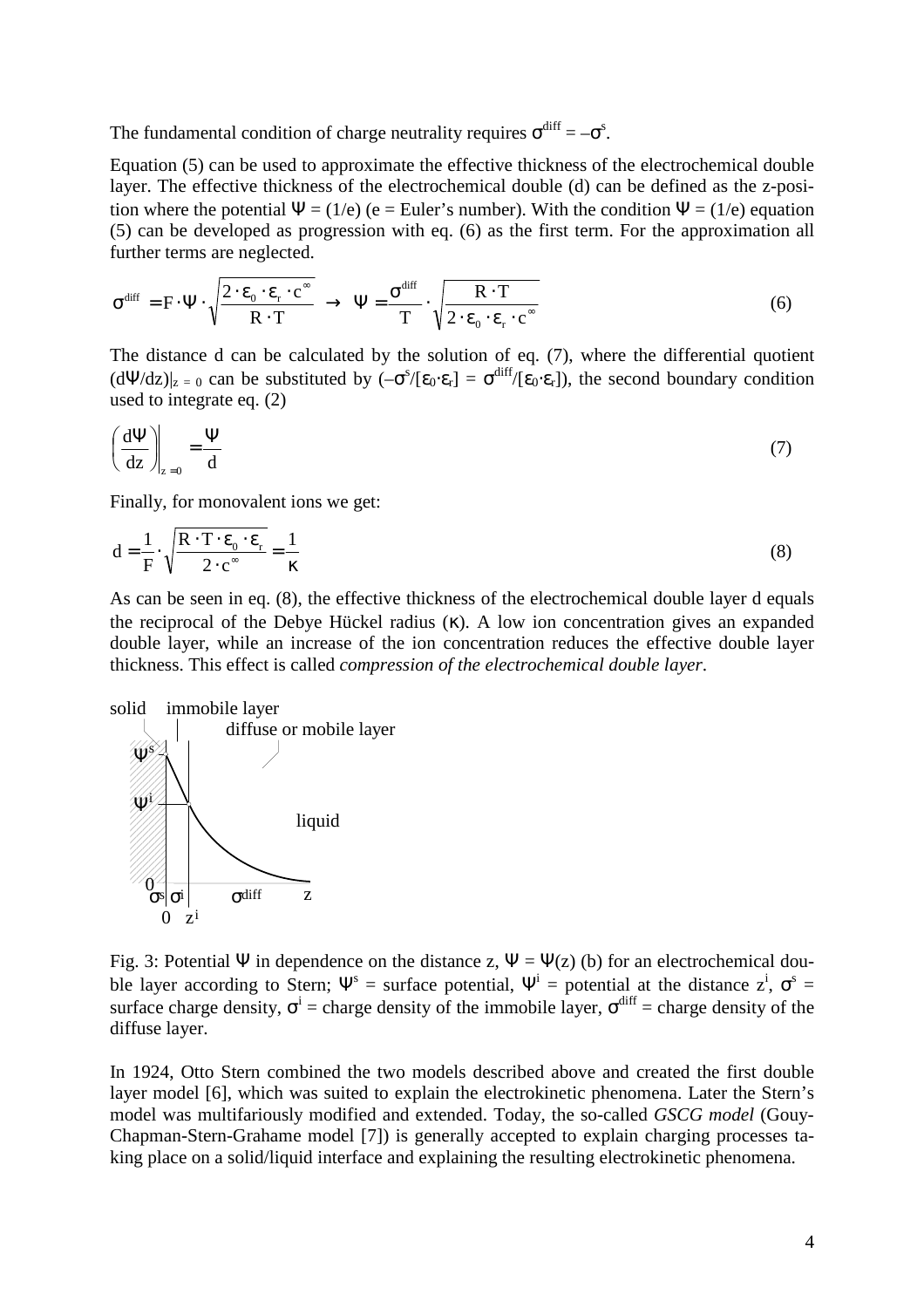The fundamental condition of charge neutrality requires $\sigma^{diff} = -\sigma^{s}$.

Equation (5) can be used to approximate the effective thickness of the electrochemical double layer. The effective thickness of the electrochemical double (d) can be defined as the z-position where the potential $\Psi = (1/e)$ (e = Euler's number). With the condition $\Psi = (1/e)$ equation (5) can be developed as progression with eq. (6) as the first term. For the approximation all further terms are neglected.

$$\sigma^{diff} = F \cdot \Psi \cdot \sqrt{\frac{2 \cdot \varepsilon_0 \cdot \varepsilon_r \cdot c^{\infty}}{R \cdot T}} \;\rightarrow\; \Psi = \frac{\sigma^{diff}}{T} \cdot \sqrt{\frac{R \cdot T}{2 \cdot \varepsilon_0 \cdot \varepsilon_r \cdot c^{\infty}}} \tag{6}$$

The distance d can be calculated by the solution of eq. (7), where the differential quotient $(d\Psi/dz)|_{z=0}$ can be substituted by $(-\sigma^{s}/[\varepsilon_0 \cdot \varepsilon_r] = \sigma^{diff}/[\varepsilon_0 \cdot \varepsilon_r])$, the second boundary condition used to integrate eq. (2)

$$\left(\frac{d\Psi}{dz}\right)\bigg|_{z=0} = \frac{\Psi}{d} \tag{7}$$

Finally, for monovalent ions we get:

$$d = \frac{1}{F} \cdot \sqrt{\frac{R \cdot T \cdot \varepsilon_0 \cdot \varepsilon_r}{2 \cdot c^{\infty}}} = \frac{1}{\kappa} \tag{8}$$

As can be seen in eq. (8), the effective thickness of the electrochemical double layer d equals the reciprocal of the Debye Hückel radius ($\kappa$). A low ion concentration gives an expanded double layer, while an increase of the ion concentration reduces the effective double layer thickness. This effect is called *compression of the electrochemical double layer*.

Fig. 3: Potential $\Psi$ in dependence on the distance z, $\Psi = \Psi(z)$ (b) for an electrochemical double layer according to Stern; $\Psi^{s}$ = surface potential, $\Psi^{i}$ = potential at the distance $z^{i}$, $\sigma^{s}$ = surface charge density, $\sigma^{i}$ = charge density of the immobile layer, $\sigma^{diff}$ = charge density of the diffuse layer.

In 1924, Otto Stern combined the two models described above and created the first double layer model [6], which was suited to explain the electrokinetic phenomena. Later the Stern's model was multifariously modified and extended. Today, the so-called *GSCG model* (Gouy-Chapman-Stern-Grahame model [7]) is generally accepted to explain charging processes taking place on a solid/liquid interface and explaining the resulting electrokinetic phenomena.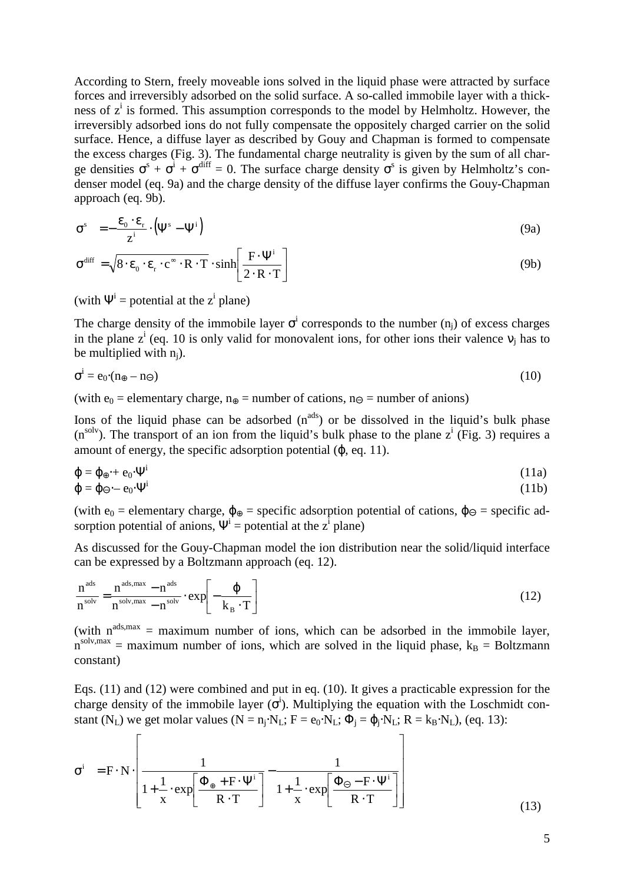According to Stern, freely moveable ions solved in the liquid phase were attracted by surface forces and irreversibly adsorbed on the solid surface. A so-called immobile layer with a thickness of $z^i$ is formed. This assumption corresponds to the model by Helmholtz. However, the irreversibly adsorbed ions do not fully compensate the oppositely charged carrier on the solid surface. Hence, a diffuse layer as described by Gouy and Chapman is formed to compensate the excess charges (Fig. 3). The fundamental charge neutrality is given by the sum of all charge densities $\sigma^s + \sigma^i + \sigma^{diff} = 0$. The surface charge density $\sigma^s$ is given by Helmholtz's condenser model (eq. 9a) and the charge density of the diffuse layer confirms the Gouy-Chapman approach (eq. 9b).

$$\sigma^s = -\frac{\varepsilon_0 \cdot \varepsilon_r}{z^i} \cdot \left(\Psi^s - \Psi^i\right) \tag{9a}$$

$$\sigma^{diff} = \sqrt{8 \cdot \varepsilon_0 \cdot \varepsilon_r \cdot c^\infty \cdot R \cdot T} \cdot \sinh\left[\frac{F \cdot \Psi^i}{2 \cdot R \cdot T}\right] \tag{9b}$$

(with $\Psi^i$ = potential at the $z^i$ plane)

The charge density of the immobile layer $\sigma^i$ corresponds to the number ($n_j$) of excess charges in the plane $z^i$ (eq. 10 is only valid for monovalent ions, for other ions their valence $\nu_j$ has to be multiplied with $n_j$).

$$\sigma^i = e_0 \cdot (n_\oplus - n_\ominus) \tag{10}$$

(with $e_0$ = elementary charge, $n_\oplus$ = number of cations, $n_\ominus$ = number of anions)

Ions of the liquid phase can be adsorbed ($n^{ads}$) or be dissolved in the liquid's bulk phase ($n^{solv}$). The transport of an ion from the liquid's bulk phase to the plane $z^i$ (Fig. 3) requires a amount of energy, the specific adsorption potential ($\varphi$, eq. 11).

$$\varphi = \varphi_\oplus + e_0 \cdot \Psi^i \tag{11a}$$

$$\varphi = \varphi_\ominus - e_0 \cdot \Psi^i \tag{11b}$$

(with $e_0$ = elementary charge, $\varphi_\oplus$ = specific adsorption potential of cations, $\varphi_\ominus$ = specific adsorption potential of anions, $\Psi^i$ = potential at the $z^i$ plane)

As discussed for the Gouy-Chapman model the ion distribution near the solid/liquid interface can be expressed by a Boltzmann approach (eq. 12).

$$\frac{n^{ads}}{n^{solv}} = \frac{n^{ads,max} - n^{ads}}{n^{solv,max} - n^{solv}} \cdot \exp\left[-\frac{\varphi}{k_B \cdot T}\right] \tag{12}$$

(with $n^{ads,max}$ = maximum number of ions, which can be adsorbed in the immobile layer, $n^{solv,max}$ = maximum number of ions, which are solved in the liquid phase, $k_B$ = Boltzmann constant)

Eqs. (11) and (12) were combined and put in eq. (10). It gives a practicable expression for the charge density of the immobile layer ($\sigma^i$). Multiplying the equation with the Loschmidt constant ($N_L$) we get molar values ($N = n_j \cdot N_L$; $F = e_0 \cdot N_L$; $\Phi_j = \varphi_j \cdot N_L$; $R = k_B \cdot N_L$), (eq. 13):

$$\sigma^i = F \cdot N \cdot \left[\frac{1}{1 + \frac{1}{x} \cdot \exp\left[\frac{\Phi_\oplus + F \cdot \Psi^i}{R \cdot T}\right]} - \frac{1}{1 + \frac{1}{x} \cdot \exp\left[\frac{\Phi_\ominus - F \cdot \Psi^i}{R \cdot T}\right]}\right] \tag{13}$$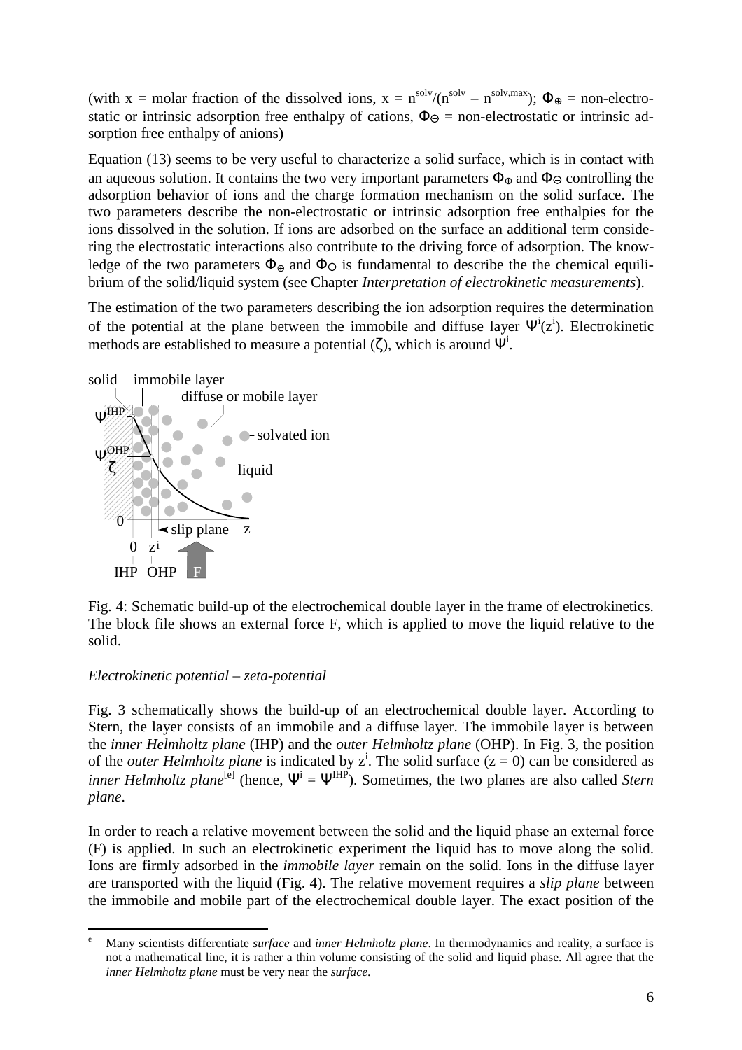(with x = molar fraction of the dissolved ions, $x = n^{solv}/(n^{solv} - n^{solv,max})$; $\Phi_{\oplus}$ = non-electrostatic or intrinsic adsorption free enthalpy of cations, $\Phi_{\ominus}$ = non-electrostatic or intrinsic adsorption free enthalpy of anions)

Equation (13) seems to be very useful to characterize a solid surface, which is in contact with an aqueous solution. It contains the two very important parameters $\Phi_{\oplus}$ and $\Phi_{\ominus}$ controlling the adsorption behavior of ions and the charge formation mechanism on the solid surface. The two parameters describe the non-electrostatic or intrinsic adsorption free enthalpies for the ions dissolved in the solution. If ions are adsorbed on the surface an additional term considering the electrostatic interactions also contribute to the driving force of adsorption. The knowledge of the two parameters $\Phi_{\oplus}$ and $\Phi_{\ominus}$ is fundamental to describe the the chemical equilibrium of the solid/liquid system (see Chapter *Interpretation of electrokinetic measurements*).

The estimation of the two parameters describing the ion adsorption requires the determination of the potential at the plane between the immobile and diffuse layer $\Psi^i(z^i)$. Electrokinetic methods are established to measure a potential ($\zeta$), which is around $\Psi^i$.

Fig. 4: Schematic build-up of the electrochemical double layer in the frame of electrokinetics. The block file shows an external force F, which is applied to move the liquid relative to the solid.

*Electrokinetic potential – zeta-potential*

Fig. 3 schematically shows the build-up of an electrochemical double layer. According to Stern, the layer consists of an immobile and a diffuse layer. The immobile layer is between the *inner Helmholtz plane* (IHP) and the *outer Helmholtz plane* (OHP). In Fig. 3, the position of the *outer Helmholtz plane* is indicated by $z^i$. The solid surface ($z = 0$) can be considered as *inner Helmholtz plane*[e] (hence, $\Psi^i = \Psi^{IHP}$). Sometimes, the two planes are also called *Stern plane*.

In order to reach a relative movement between the solid and the liquid phase an external force (F) is applied. In such an electrokinetic experiment the liquid has to move along the solid. Ions are firmly adsorbed in the *immobile layer* remain on the solid. Ions in the diffuse layer are transported with the liquid (Fig. 4). The relative movement requires a *slip plane* between the immobile and mobile part of the electrochemical double layer. The exact position of the

[e] Many scientists differentiate *surface* and *inner Helmholtz plane*. In thermodynamics and reality, a surface is not a mathematical line, it is rather a thin volume consisting of the solid and liquid phase. All agree that the *inner Helmholtz plane* must be very near the *surface*.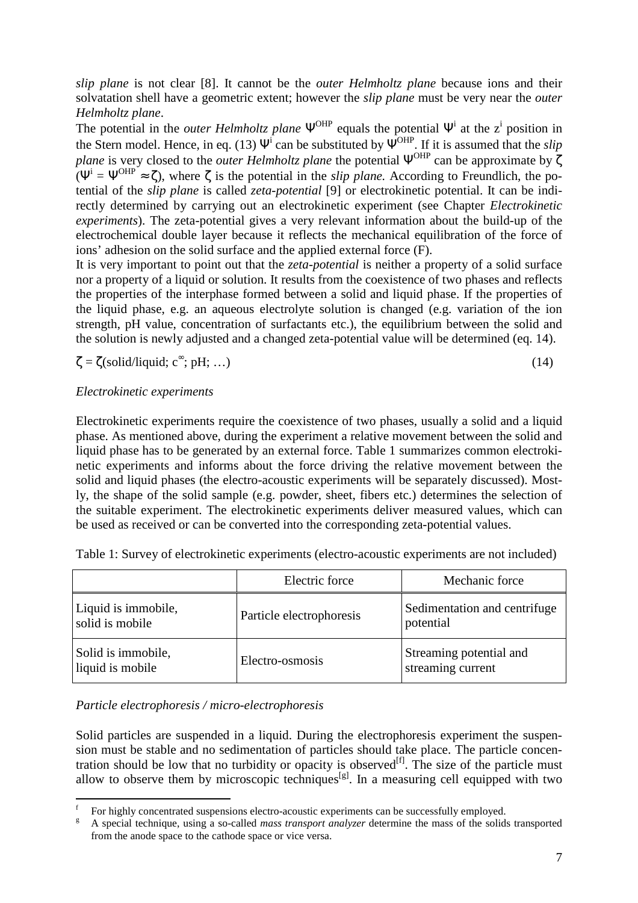*slip plane* is not clear [8]. It cannot be the *outer Helmholtz plane* because ions and their solvatation shell have a geometric extent; however the *slip plane* must be very near the *outer Helmholtz plane*.

The potential in the *outer Helmholtz plane* $\Psi^{OHP}$ equals the potential $\Psi^i$ at the $z^i$ position in the Stern model. Hence, in eq. (13) $\Psi^i$ can be substituted by $\Psi^{OHP}$. If it is assumed that the *slip plane* is very closed to the *outer Helmholtz plane* the potential $\Psi^{OHP}$ can be approximate by $\zeta$ ($\Psi^i = \Psi^{OHP} \approx \zeta$), where $\zeta$ is the potential in the *slip plane.* According to Freundlich, the potential of the *slip plane* is called *zeta-potential* [9] or electrokinetic potential. It can be indirectly determined by carrying out an electrokinetic experiment (see Chapter *Electrokinetic experiments*). The zeta-potential gives a very relevant information about the build-up of the electrochemical double layer because it reflects the mechanical equilibration of the force of ions' adhesion on the solid surface and the applied external force (F).

It is very important to point out that the *zeta-potential* is neither a property of a solid surface nor a property of a liquid or solution. It results from the coexistence of two phases and reflects the properties of the interphase formed between a solid and liquid phase. If the properties of the liquid phase, e.g. an aqueous electrolyte solution is changed (e.g. variation of the ion strength, pH value, concentration of surfactants etc.), the equilibrium between the solid and the solution is newly adjusted and a changed zeta-potential value will be determined (eq. 14).

$$\zeta = \zeta(\text{solid/liquid; } c^{\infty}\text{; pH; } \ldots) \tag{14}$$

*Electrokinetic experiments*

Electrokinetic experiments require the coexistence of two phases, usually a solid and a liquid phase. As mentioned above, during the experiment a relative movement between the solid and liquid phase has to be generated by an external force. Table 1 summarizes common electrokinetic experiments and informs about the force driving the relative movement between the solid and liquid phases (the electro-acoustic experiments will be separately discussed). Mostly, the shape of the solid sample (e.g. powder, sheet, fibers etc.) determines the selection of the suitable experiment. The electrokinetic experiments deliver measured values, which can be used as received or can be converted into the corresponding zeta-potential values.

Table 1: Survey of electrokinetic experiments (electro-acoustic experiments are not included)

| | Electric force | Mechanic force |
|---|---|---|
| Liquid is immobile, solid is mobile | Particle electrophoresis | Sedimentation and centrifuge potential |
| Solid is immobile, liquid is mobile | Electro-osmosis | Streaming potential and streaming current |

*Particle electrophoresis / micro-electrophoresis*

Solid particles are suspended in a liquid. During the electrophoresis experiment the suspension must be stable and no sedimentation of particles should take place. The particle concentration should be low that no turbidity or opacity is observed[f]. The size of the particle must allow to observe them by microscopic techniques[g]. In a measuring cell equipped with two

[f] For highly concentrated suspensions electro-acoustic experiments can be successfully employed.

[g] A special technique, using a so-called *mass transport analyzer* determine the mass of the solids transported from the anode space to the cathode space or vice versa.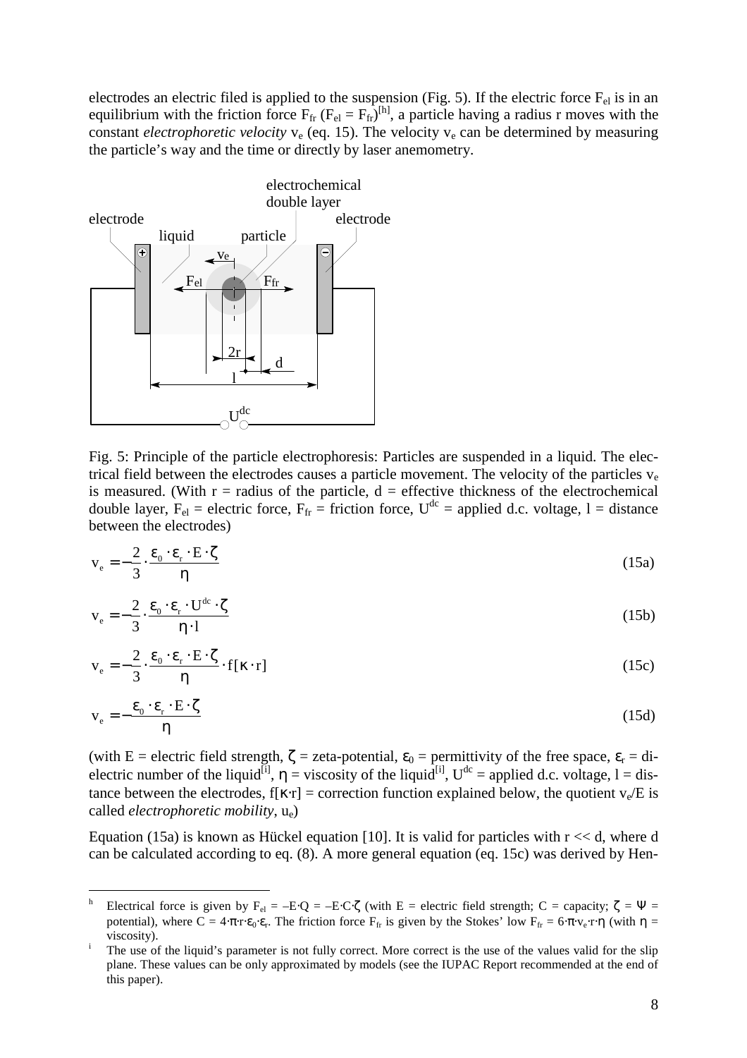electrodes an electric filed is applied to the suspension (Fig. 5). If the electric force $F_{el}$ is in an equilibrium with the friction force $F_{fr}$ ($F_{el} = F_{fr}$)[h], a particle having a radius r moves with the constant *electrophoretic velocity* $v_e$ (eq. 15). The velocity $v_e$ can be determined by measuring the particle's way and the time or directly by laser anemometry.

Fig. 5: Principle of the particle electrophoresis: Particles are suspended in a liquid. The electrical field between the electrodes causes a particle movement. The velocity of the particles $v_e$ is measured. (With r = radius of the particle, d = effective thickness of the electrochemical double layer, $F_{el}$ = electric force, $F_{fr}$ = friction force, $U^{dc}$ = applied d.c. voltage, l = distance between the electrodes)

$$v_e = -\frac{2}{3} \cdot \frac{\varepsilon_0 \cdot \varepsilon_r \cdot E \cdot \zeta}{\eta} \tag{15a}$$

$$v_e = -\frac{2}{3} \cdot \frac{\varepsilon_0 \cdot \varepsilon_r \cdot U^{dc} \cdot \zeta}{\eta \cdot l} \tag{15b}$$

$$v_e = -\frac{2}{3} \cdot \frac{\varepsilon_0 \cdot \varepsilon_r \cdot E \cdot \zeta}{\eta} \cdot f[\kappa \cdot r] \tag{15c}$$

$$v_e = -\frac{\varepsilon_0 \cdot \varepsilon_r \cdot E \cdot \zeta}{\eta} \tag{15d}$$

(with E = electric field strength, $\zeta$ = zeta-potential, $\varepsilon_0$ = permittivity of the free space, $\varepsilon_r$ = dielectric number of the liquid[i], $\eta$ = viscosity of the liquid[i], $U^{dc}$ = applied d.c. voltage, l = distance between the electrodes, $f[\kappa \cdot r]$ = correction function explained below, the quotient $v_e/E$ is called *electrophoretic mobility*, $u_e$)

Equation (15a) is known as Hückel equation [10]. It is valid for particles with r << d, where d can be calculated according to eq. (8). A more general equation (eq. 15c) was derived by Hen-

---

[h] Electrical force is given by $F_{el} = -E \cdot Q = -E \cdot C \cdot \zeta$ (with E = electric field strength; C = capacity; $\zeta = \Psi$ = potential), where $C = 4 \cdot \pi \cdot r \cdot \varepsilon_0 \cdot \varepsilon_r$. The friction force $F_{fr}$ is given by the Stokes' low $F_{fr} = 6 \cdot \pi \cdot v_e \cdot r \cdot \eta$ (with $\eta$ = viscosity).

[i] The use of the liquid's parameter is not fully correct. More correct is the use of the values valid for the slip plane. These values can be only approximated by models (see the IUPAC Report recommended at the end of this paper).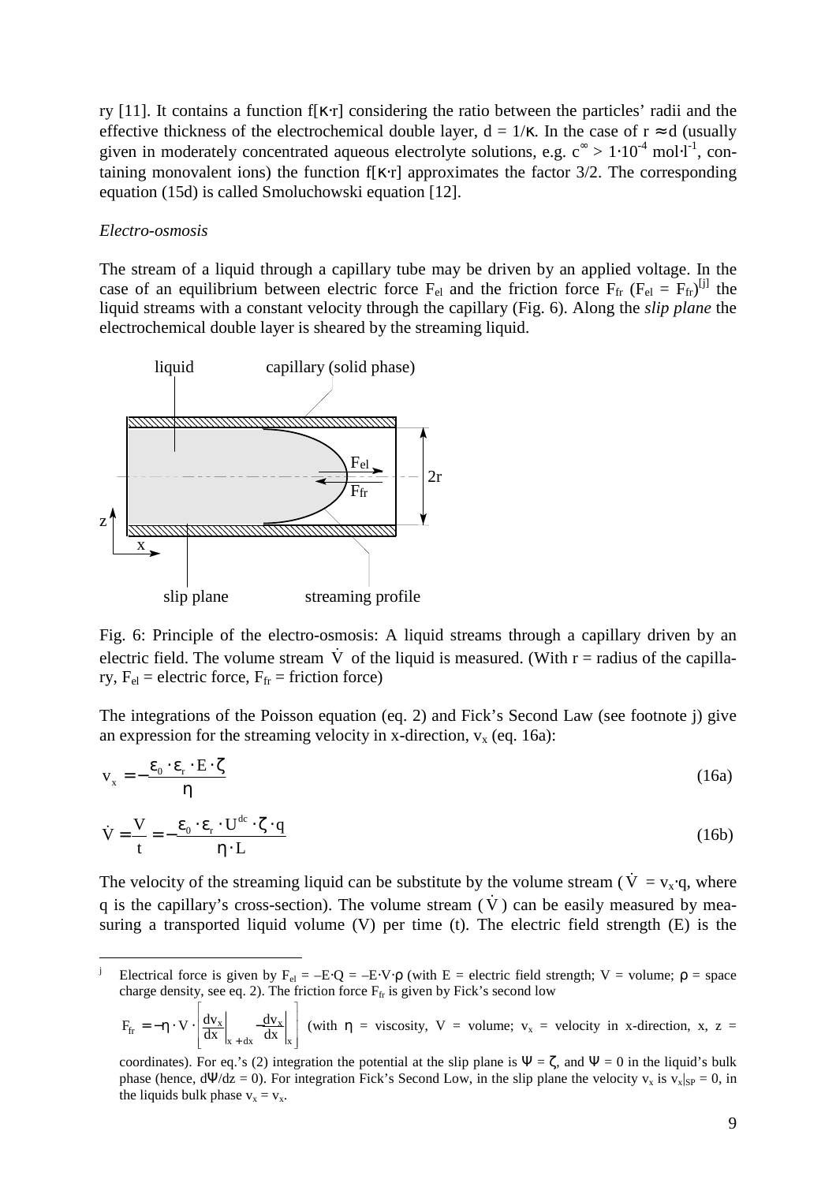ry [11]. It contains a function f[κ·r] considering the ratio between the particles' radii and the effective thickness of the electrochemical double layer, $d = 1/\kappa$. In the case of $r \approx d$ (usually given in moderately concentrated aqueous electrolyte solutions, e.g. $c^{\infty} > 1\cdot 10^{-4}$ mol·l$^{-1}$, containing monovalent ions) the function f[κ·r] approximates the factor 3/2. The corresponding equation (15d) is called Smoluchowski equation [12].

*Electro-osmosis*

The stream of a liquid through a capillary tube may be driven by an applied voltage. In the case of an equilibrium between electric force $F_{el}$ and the friction force $F_{fr}$ ($F_{el} = F_{fr}$)[j] the liquid streams with a constant velocity through the capillary (Fig. 6). Along the *slip plane* the electrochemical double layer is sheared by the streaming liquid.

Fig. 6: Principle of the electro-osmosis: A liquid streams through a capillary driven by an electric field. The volume stream $\dot{V}$ of the liquid is measured. (With r = radius of the capillary, $F_{el}$ = electric force, $F_{fr}$ = friction force)

The integrations of the Poisson equation (eq. 2) and Fick's Second Law (see footnote j) give an expression for the streaming velocity in x-direction, $v_x$ (eq. 16a):

$$v_x = -\frac{\varepsilon_0 \cdot \varepsilon_r \cdot E \cdot \zeta}{\eta} \tag{16a}$$

$$\dot{V} = \frac{V}{t} = -\frac{\varepsilon_0 \cdot \varepsilon_r \cdot U^{dc} \cdot \zeta \cdot q}{\eta \cdot L} \tag{16b}$$

The velocity of the streaming liquid can be substitute by the volume stream ($\dot{V} = v_x \cdot q$, where q is the capillary's cross-section). The volume stream ($\dot{V}$) can be easily measured by measuring a transported liquid volume (V) per time (t). The electric field strength (E) is the

---

[j] Electrical force is given by $F_{el} = -E\cdot Q = -E\cdot V\cdot\rho$ (with E = electric field strength; V = volume; ρ = space charge density, see eq. 2). The friction force $F_{fr}$ is given by Fick's second low

$$F_{fr} = -\eta \cdot V \cdot \left[ \left.\frac{dv_x}{dx}\right|_{x+dx} - \left.\frac{dv_x}{dx}\right|_{x} \right]$$ (with η = viscosity, V = volume; $v_x$ = velocity in x-direction, x, z = coordinates). For eq.'s (2) integration the potential at the slip plane is Ψ = ζ, and Ψ = 0 in the liquid's bulk phase (hence, dΨ/dz = 0). For integration Fick's Second Low, in the slip plane the velocity $v_x$ is $v_x|_{SP} = 0$, in the liquids bulk phase $v_x = v_x$.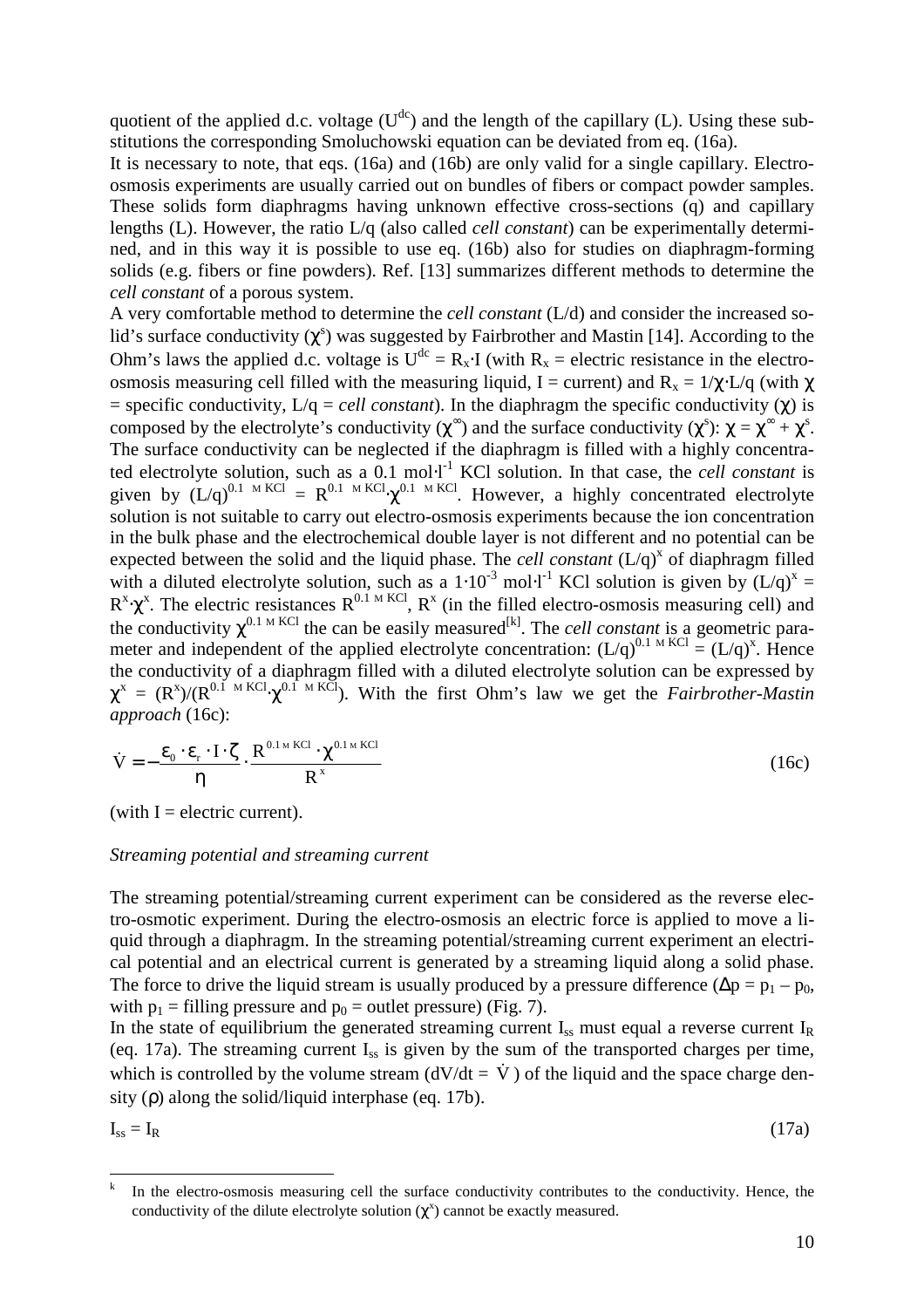quotient of the applied d.c. voltage ($U^{dc}$) and the length of the capillary (L). Using these substitutions the corresponding Smoluchowski equation can be deviated from eq. (16a).

It is necessary to note, that eqs. (16a) and (16b) are only valid for a single capillary. Electro-osmosis experiments are usually carried out on bundles of fibers or compact powder samples. These solids form diaphragms having unknown effective cross-sections (q) and capillary lengths (L). However, the ratio L/q (also called *cell constant*) can be experimentally determined, and in this way it is possible to use eq. (16b) also for studies on diaphragm-forming solids (e.g. fibers or fine powders). Ref. [13] summarizes different methods to determine the *cell constant* of a porous system.

A very comfortable method to determine the *cell constant* (L/d) and consider the increased solid's surface conductivity ($\chi^s$) was suggested by Fairbrother and Mastin [14]. According to the Ohm's laws the applied d.c. voltage is $U^{dc} = R_x \cdot I$ (with $R_x$ = electric resistance in the electro-osmosis measuring cell filled with the measuring liquid, I = current) and $R_x = 1/\chi \cdot L/q$ (with $\chi$ = specific conductivity, L/q = *cell constant*). In the diaphragm the specific conductivity ($\chi$) is composed by the electrolyte's conductivity ($\chi^\infty$) and the surface conductivity ($\chi^s$): $\chi = \chi^\infty + \chi^s$. The surface conductivity can be neglected if the diaphragm is filled with a highly concentrated electrolyte solution, such as a 0.1 mol·l$^{-1}$ KCl solution. In that case, the *cell constant* is given by $(L/q)^{0.1\ M\ KCl} = R^{0.1\ M\ KCl} \cdot \chi^{0.1\ M\ KCl}$. However, a highly concentrated electrolyte solution is not suitable to carry out electro-osmosis experiments because the ion concentration in the bulk phase and the electrochemical double layer is not different and no potential can be expected between the solid and the liquid phase. The *cell constant* $(L/q)^x$ of diaphragm filled with a diluted electrolyte solution, such as a $1 \cdot 10^{-3}$ mol·l$^{-1}$ KCl solution is given by $(L/q)^x = R^x \cdot \chi^x$. The electric resistances $R^{0.1\ M\ KCl}$, $R^x$ (in the filled electro-osmosis measuring cell) and the conductivity $\chi^{0.1\ M\ KCl}$ the can be easily measured[k]. The *cell constant* is a geometric parameter and independent of the applied electrolyte concentration: $(L/q)^{0.1\ M\ KCl} = (L/q)^x$. Hence the conductivity of a diaphragm filled with a diluted electrolyte solution can be expressed by $\chi^x = (R^x)/(R^{0.1\ M\ KCl} \cdot \chi^{0.1\ M\ KCl})$. With the first Ohm's law we get the *Fairbrother-Mastin approach* (16c):

$$\dot{V} = -\frac{\varepsilon_0 \cdot \varepsilon_r \cdot I \cdot \zeta}{\eta} \cdot \frac{R^{0.1\ M\ KCl} \cdot \chi^{0.1\ M\ KCl}}{R^x} \qquad (16c)$$

(with I = electric current).

*Streaming potential and streaming current*

The streaming potential/streaming current experiment can be considered as the reverse electro-osmotic experiment. During the electro-osmosis an electric force is applied to move a liquid through a diaphragm. In the streaming potential/streaming current experiment an electrical potential and an electrical current is generated by a streaming liquid along a solid phase. The force to drive the liquid stream is usually produced by a pressure difference ($\Delta p = p_1 - p_0$, with $p_1$ = filling pressure and $p_0$ = outlet pressure) (Fig. 7).

In the state of equilibrium the generated streaming current $I_{ss}$ must equal a reverse current $I_R$ (eq. 17a). The streaming current $I_{ss}$ is given by the sum of the transported charges per time, which is controlled by the volume stream ($dV/dt = \dot{V}$) of the liquid and the space charge density ($\rho$) along the solid/liquid interphase (eq. 17b).

$$I_{ss} = I_R \qquad (17a)$$

---

[k] In the electro-osmosis measuring cell the surface conductivity contributes to the conductivity. Hence, the conductivity of the dilute electrolyte solution ($\chi^x$) cannot be exactly measured.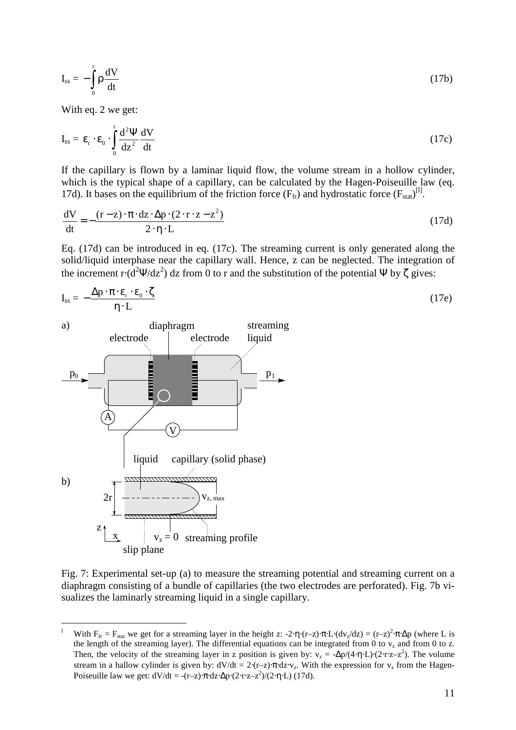$$I_{ss} = -\int_0^r \rho \frac{dV}{dt} \tag{17b}$$

With eq. 2 we get:

$$I_{ss} = \varepsilon_r \cdot \varepsilon_0 \cdot \int_0^r \frac{d^2\Psi}{dz^2} \frac{dV}{dt} \tag{17c}$$

If the capillary is flown by a laminar liquid flow, the volume stream in a hollow cylinder, which is the typical shape of a capillary, can be calculated by the Hagen-Poiseuille law (eq. 17d). It bases on the equilibrium of the friction force ($F_{fr}$) and hydrostatic force ($F_{stat}$)[1].

$$\frac{dV}{dt} = -\frac{(r - z) \cdot \pi \cdot dz \cdot \Delta p \cdot (2 \cdot r \cdot z - z^2)}{2 \cdot \eta \cdot L} \tag{17d}$$

Eq. (17d) can be introduced in eq. (17c). The streaming current is only generated along the solid/liquid interphase near the capillary wall. Hence, z can be neglected. The integration of the increment $r \cdot (d^2\Psi/dz^2)\,dz$ from 0 to r and the substitution of the potential $\Psi$ by $\zeta$ gives:

$$I_{ss} = -\frac{\Delta p \cdot \pi \cdot \varepsilon_r \cdot \varepsilon_0 \cdot \zeta}{\eta \cdot L} \tag{17e}$$

Fig. 7: Experimental set-up (a) to measure the streaming potential and streaming current on a diaphragm consisting of a bundle of capillaries (the two electrodes are perforated). Fig. 7b visualizes the laminarly streaming liquid in a single capillary.

---

[1] With $F_{fr} = F_{stat}$ we get for a streaming layer in the height z: $-2 \cdot \eta \cdot (r-z) \cdot \pi \cdot L \cdot (dv_z/dz) = (r-z)^2 \cdot \pi \cdot \Delta p$ (where L is the length of the streaming layer). The differential equations can be integrated from 0 to $v_z$ and from 0 to z. Then, the velocity of the streaming layer in z position is given by: $v_z = -\Delta p/(4 \cdot \eta \cdot L) \cdot (2 \cdot r \cdot z - z^2)$. The volume stream in a hallow cylinder is given by: $dV/dt = 2 \cdot (r-z) \cdot \pi \cdot dz \cdot v_z$. With the expression for $v_z$ from the Hagen-Poiseuille law we get: $dV/dt = -(r-z) \cdot \pi \cdot dz \cdot \Delta p \cdot (2 \cdot r \cdot z - z^2)/(2 \cdot \eta \cdot L)$ (17d).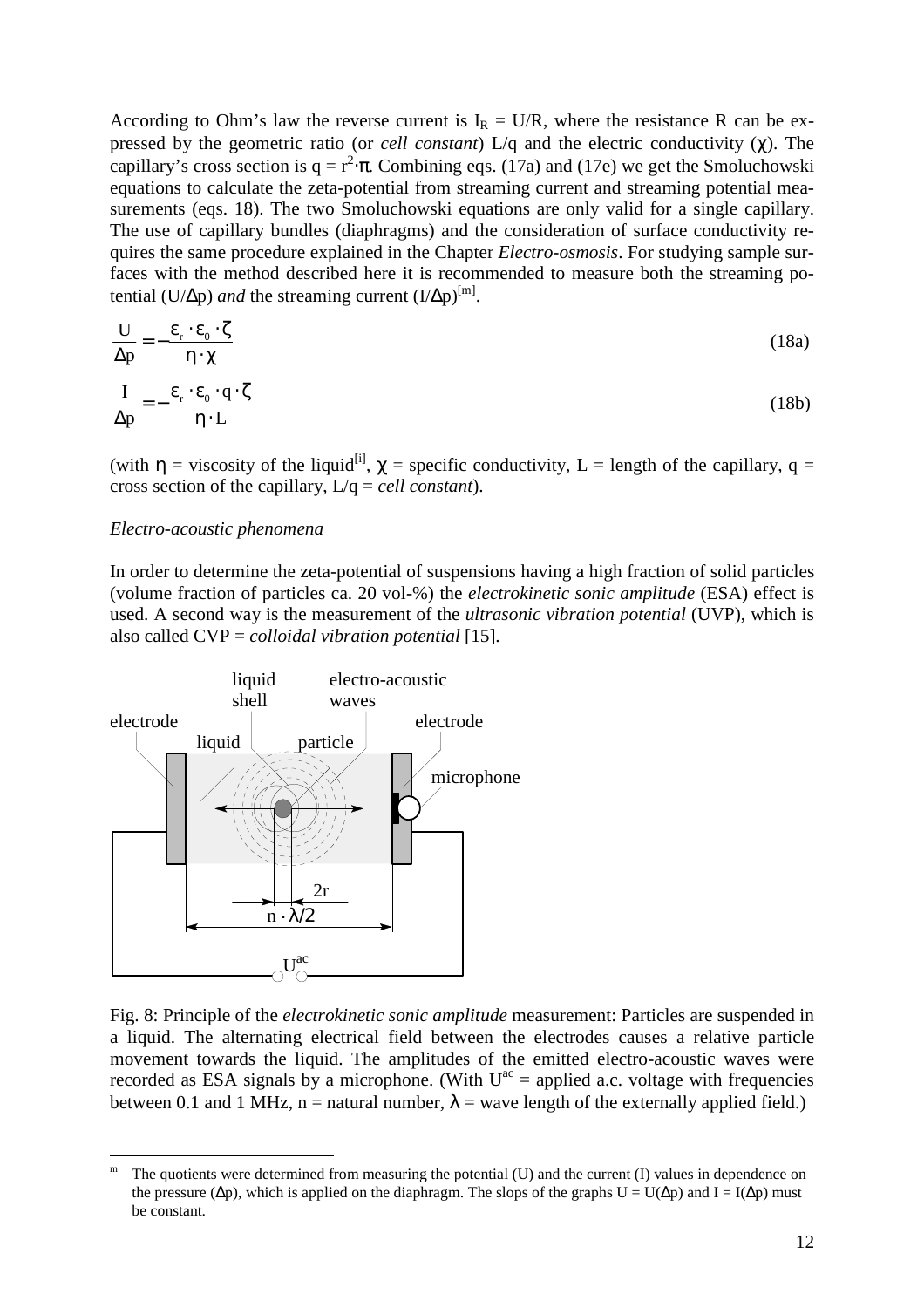According to Ohm's law the reverse current is $I_R = U/R$, where the resistance R can be expressed by the geometric ratio (or *cell constant*) L/q and the electric conductivity ($\chi$). The capillary's cross section is $q = r^2 \cdot \pi$. Combining eqs. (17a) and (17e) we get the Smoluchowski equations to calculate the zeta-potential from streaming current and streaming potential measurements (eqs. 18). The two Smoluchowski equations are only valid for a single capillary. The use of capillary bundles (diaphragms) and the consideration of surface conductivity requires the same procedure explained in the Chapter *Electro-osmosis*. For studying sample surfaces with the method described here it is recommended to measure both the streaming potential ($U/\Delta p$) *and* the streaming current ($I/\Delta p$)[m].

$$\frac{U}{\Delta p} = -\frac{\varepsilon_r \cdot \varepsilon_0 \cdot \zeta}{\eta \cdot \chi} \tag{18a}$$

$$\frac{I}{\Delta p} = -\frac{\varepsilon_r \cdot \varepsilon_0 \cdot q \cdot \zeta}{\eta \cdot L} \tag{18b}$$

(with $\eta$ = viscosity of the liquid[i], $\chi$ = specific conductivity, L = length of the capillary, q = cross section of the capillary, L/q = *cell constant*).

*Electro-acoustic phenomena*

In order to determine the zeta-potential of suspensions having a high fraction of solid particles (volume fraction of particles ca. 20 vol-%) the *electrokinetic sonic amplitude* (ESA) effect is used. A second way is the measurement of the *ultrasonic vibration potential* (UVP), which is also called CVP = *colloidal vibration potential* [15].

Fig. 8: Principle of the *electrokinetic sonic amplitude* measurement: Particles are suspended in a liquid. The alternating electrical field between the electrodes causes a relative particle movement towards the liquid. The amplitudes of the emitted electro-acoustic waves were recorded as ESA signals by a microphone. (With $U^{ac}$ = applied a.c. voltage with frequencies between 0.1 and 1 MHz, n = natural number, $\lambda$ = wave length of the externally applied field.)

[m] The quotients were determined from measuring the potential (U) and the current (I) values in dependence on the pressure ($\Delta p$), which is applied on the diaphragm. The slops of the graphs $U = U(\Delta p)$ and $I = I(\Delta p)$ must be constant.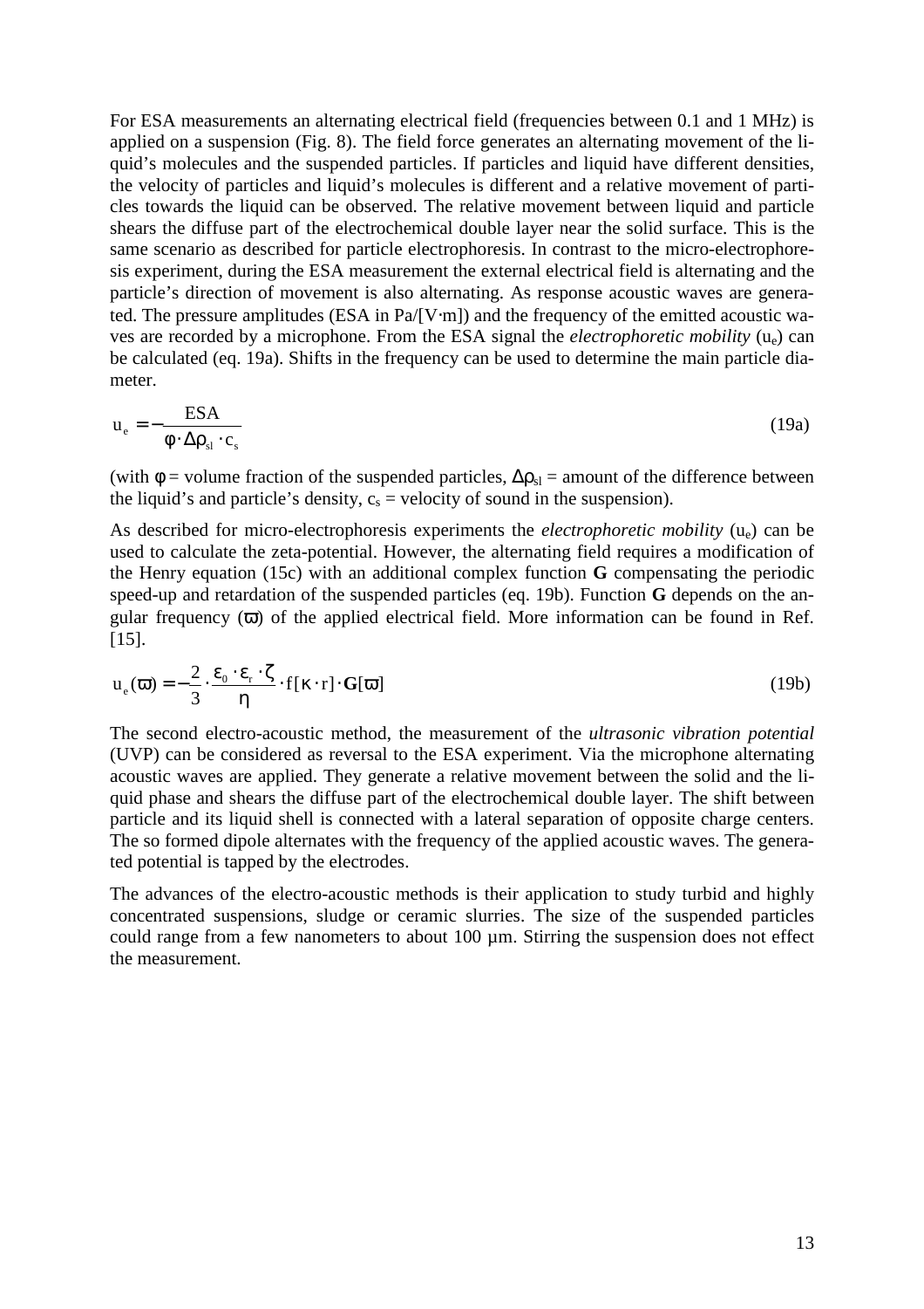For ESA measurements an alternating electrical field (frequencies between 0.1 and 1 MHz) is applied on a suspension (Fig. 8). The field force generates an alternating movement of the liquid's molecules and the suspended particles. If particles and liquid have different densities, the velocity of particles and liquid's molecules is different and a relative movement of particles towards the liquid can be observed. The relative movement between liquid and particle shears the diffuse part of the electrochemical double layer near the solid surface. This is the same scenario as described for particle electrophoresis. In contrast to the micro-electrophoresis experiment, during the ESA measurement the external electrical field is alternating and the particle's direction of movement is also alternating. As response acoustic waves are generated. The pressure amplitudes (ESA in Pa/[V·m]) and the frequency of the emitted acoustic waves are recorded by a microphone. From the ESA signal the *electrophoretic mobility* ($u_e$) can be calculated (eq. 19a). Shifts in the frequency can be used to determine the main particle diameter.

$$u_e = -\frac{\text{ESA}}{\phi \cdot \Delta\rho_{sl} \cdot c_s} \tag{19a}$$

(with $\phi$ = volume fraction of the suspended particles, $\Delta\rho_{sl}$ = amount of the difference between the liquid's and particle's density, $c_s$ = velocity of sound in the suspension).

As described for micro-electrophoresis experiments the *electrophoretic mobility* ($u_e$) can be used to calculate the zeta-potential. However, the alternating field requires a modification of the Henry equation (15c) with an additional complex function **G** compensating the periodic speed-up and retardation of the suspended particles (eq. 19b). Function **G** depends on the angular frequency ($\varpi$) of the applied electrical field. More information can be found in Ref. [15].

$$u_e(\varpi) = -\frac{2}{3} \cdot \frac{\varepsilon_0 \cdot \varepsilon_r \cdot \zeta}{\eta} \cdot f[\kappa \cdot r] \cdot \mathbf{G}[\varpi] \tag{19b}$$

The second electro-acoustic method, the measurement of the *ultrasonic vibration potential* (UVP) can be considered as reversal to the ESA experiment. Via the microphone alternating acoustic waves are applied. They generate a relative movement between the solid and the liquid phase and shears the diffuse part of the electrochemical double layer. The shift between particle and its liquid shell is connected with a lateral separation of opposite charge centers. The so formed dipole alternates with the frequency of the applied acoustic waves. The generated potential is tapped by the electrodes.

The advances of the electro-acoustic methods is their application to study turbid and highly concentrated suspensions, sludge or ceramic slurries. The size of the suspended particles could range from a few nanometers to about 100 µm. Stirring the suspension does not effect the measurement.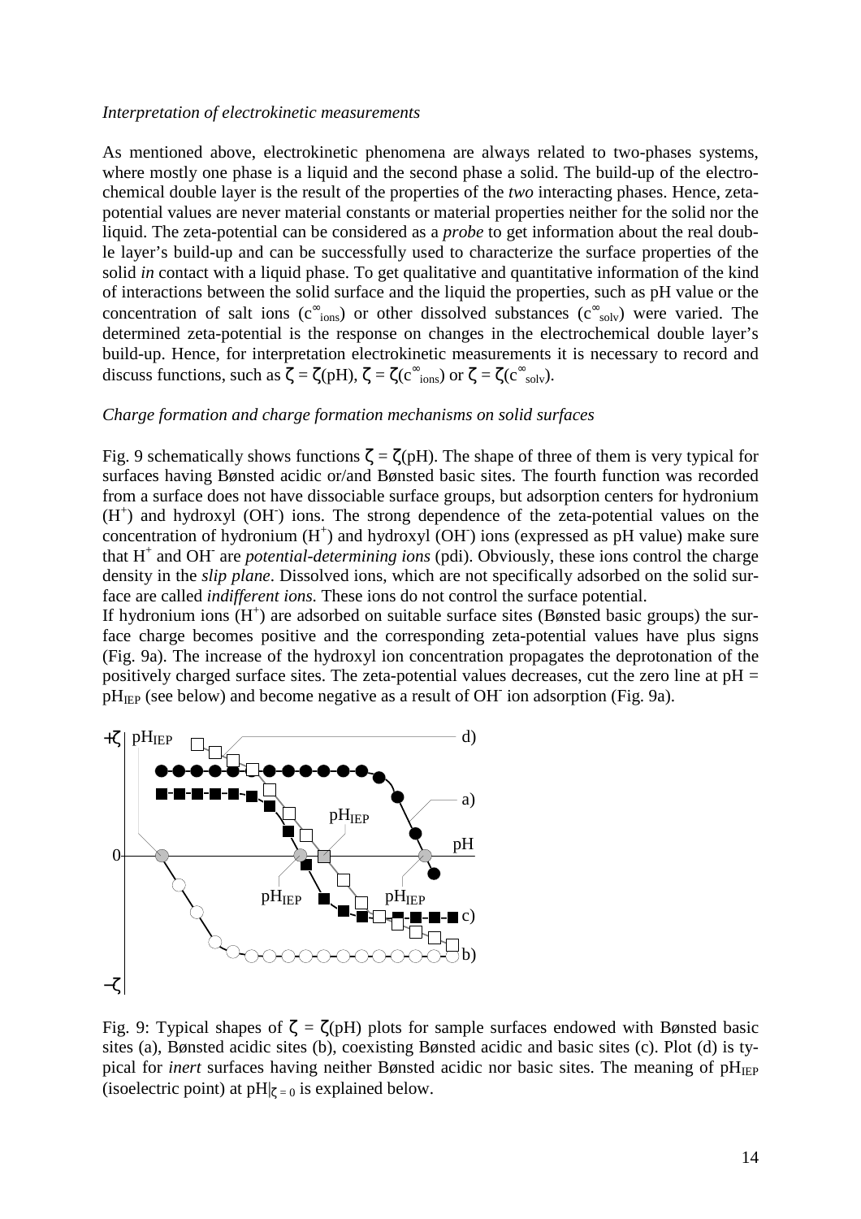*Interpretation of electrokinetic measurements*

As mentioned above, electrokinetic phenomena are always related to two-phases systems, where mostly one phase is a liquid and the second phase a solid. The build-up of the electrochemical double layer is the result of the properties of the *two* interacting phases. Hence, zeta-potential values are never material constants or material properties neither for the solid nor the liquid. The zeta-potential can be considered as a *probe* to get information about the real double layer's build-up and can be successfully used to characterize the surface properties of the solid *in* contact with a liquid phase. To get qualitative and quantitative information of the kind of interactions between the solid surface and the liquid the properties, such as pH value or the concentration of salt ions ($c^{\infty}_{ions}$) or other dissolved substances ($c^{\infty}_{solv}$) were varied. The determined zeta-potential is the response on changes in the electrochemical double layer's build-up. Hence, for interpretation electrokinetic measurements it is necessary to record and discuss functions, such as $\zeta = \zeta(\text{pH})$, $\zeta = \zeta(c^{\infty}_{ions})$ or $\zeta = \zeta(c^{\infty}_{solv})$.

*Charge formation and charge formation mechanisms on solid surfaces*

Fig. 9 schematically shows functions $\zeta = \zeta(\text{pH})$. The shape of three of them is very typical for surfaces having Bønsted acidic or/and Bønsted basic sites. The fourth function was recorded from a surface does not have dissociable surface groups, but adsorption centers for hydronium ($H^+$) and hydroxyl ($OH^-$) ions. The strong dependence of the zeta-potential values on the concentration of hydronium ($H^+$) and hydroxyl ($OH^-$) ions (expressed as pH value) make sure that $H^+$ and $OH^-$ are *potential-determining ions* (pdi). Obviously, these ions control the charge density in the *slip plane*. Dissolved ions, which are not specifically adsorbed on the solid surface are called *indifferent ions.* These ions do not control the surface potential.

If hydronium ions ($H^+$) are adsorbed on suitable surface sites (Bønsted basic groups) the surface charge becomes positive and the corresponding zeta-potential values have plus signs (Fig. 9a). The increase of the hydroxyl ion concentration propagates the deprotonation of the positively charged surface sites. The zeta-potential values decreases, cut the zero line at $\text{pH} = \text{pH}_{IEP}$ (see below) and become negative as a result of $OH^-$ ion adsorption (Fig. 9a).

Fig. 9: Typical shapes of $\zeta = \zeta(\text{pH})$ plots for sample surfaces endowed with Bønsted basic sites (a), Bønsted acidic sites (b), coexisting Bønsted acidic and basic sites (c). Plot (d) is typical for *inert* surfaces having neither Bønsted acidic nor basic sites. The meaning of $\text{pH}_{IEP}$ (isoelectric point) at $\text{pH}|_{\zeta = 0}$ is explained below.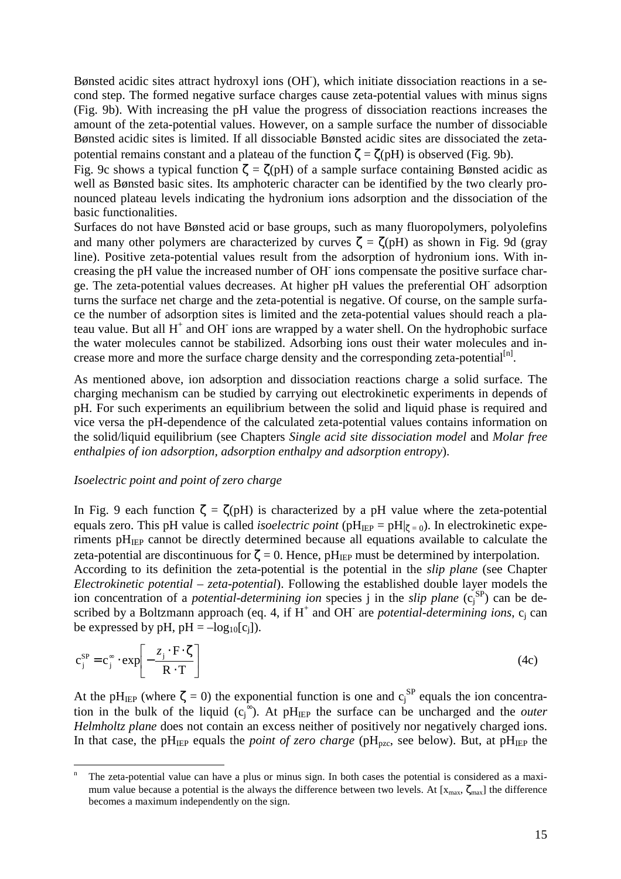Bønsted acidic sites attract hydroxyl ions ($OH^-$), which initiate dissociation reactions in a second step. The formed negative surface charges cause zeta-potential values with minus signs (Fig. 9b). With increasing the pH value the progress of dissociation reactions increases the amount of the zeta-potential values. However, on a sample surface the number of dissociable Bønsted acidic sites is limited. If all dissociable Bønsted acidic sites are dissociated the zeta-potential remains constant and a plateau of the function $\zeta = \zeta(\mathrm{pH})$ is observed (Fig. 9b).

Fig. 9c shows a typical function $\zeta = \zeta(\mathrm{pH})$ of a sample surface containing Bønsted acidic as well as Bønsted basic sites. Its amphoteric character can be identified by the two clearly pronounced plateau levels indicating the hydronium ions adsorption and the dissociation of the basic functionalities.

Surfaces do not have Bønsted acid or base groups, such as many fluoropolymers, polyolefins and many other polymers are characterized by curves $\zeta = \zeta(\mathrm{pH})$ as shown in Fig. 9d (gray line). Positive zeta-potential values result from the adsorption of hydronium ions. With increasing the pH value the increased number of $OH^-$ ions compensate the positive surface charge. The zeta-potential values decreases. At higher pH values the preferential $OH^-$ adsorption turns the surface net charge and the zeta-potential is negative. Of course, on the sample surface the number of adsorption sites is limited and the zeta-potential values should reach a plateau value. But all $H^+$ and $OH^-$ ions are wrapped by a water shell. On the hydrophobic surface the water molecules cannot be stabilized. Adsorbing ions oust their water molecules and increase more and more the surface charge density and the corresponding zeta-potential[n].

As mentioned above, ion adsorption and dissociation reactions charge a solid surface. The charging mechanism can be studied by carrying out electrokinetic experiments in depends of pH. For such experiments an equilibrium between the solid and liquid phase is required and vice versa the pH-dependence of the calculated zeta-potential values contains information on the solid/liquid equilibrium (see Chapters *Single acid site dissociation model* and *Molar free enthalpies of ion adsorption, adsorption enthalpy and adsorption entropy*).

*Isoelectric point and point of zero charge*

In Fig. 9 each function $\zeta = \zeta(\mathrm{pH})$ is characterized by a pH value where the zeta-potential equals zero. This pH value is called *isoelectric point* ($\mathrm{pH}_{IEP} = \mathrm{pH}|_{\zeta = 0}$). In electrokinetic experiments $\mathrm{pH}_{IEP}$ cannot be directly determined because all equations available to calculate the zeta-potential are discontinuous for $\zeta = 0$. Hence, $\mathrm{pH}_{IEP}$ must be determined by interpolation.

According to its definition the zeta-potential is the potential in the *slip plane* (see Chapter *Electrokinetic potential – zeta-potential*). Following the established double layer models the ion concentration of a *potential-determining ion* species j in the *slip plane* ($c_j^{SP}$) can be described by a Boltzmann approach (eq. 4, if $H^+$ and $OH^-$ are *potential-determining ions*, $c_j$ can be expressed by pH, $\mathrm{pH} = -\log_{10}[c_j]$).

$$c_j^{SP} = c_j^{\infty} \cdot \exp\left[-\frac{z_j \cdot F \cdot \zeta}{R \cdot T}\right] \tag{4c}$$

At the $\mathrm{pH}_{IEP}$ (where $\zeta = 0$) the exponential function is one and $c_j^{SP}$ equals the ion concentration in the bulk of the liquid ($c_j^{\infty}$). At $\mathrm{pH}_{IEP}$ the surface can be uncharged and the *outer Helmholtz plane* does not contain an excess neither of positively nor negatively charged ions. In that case, the $\mathrm{pH}_{IEP}$ equals the *point of zero charge* ($\mathrm{pH}_{pzc}$, see below). But, at $\mathrm{pH}_{IEP}$ the

---

[n] The zeta-potential value can have a plus or minus sign. In both cases the potential is considered as a maximum value because a potential is the always the difference between two levels. At $[x_{max}, \zeta_{max}]$ the difference becomes a maximum independently on the sign.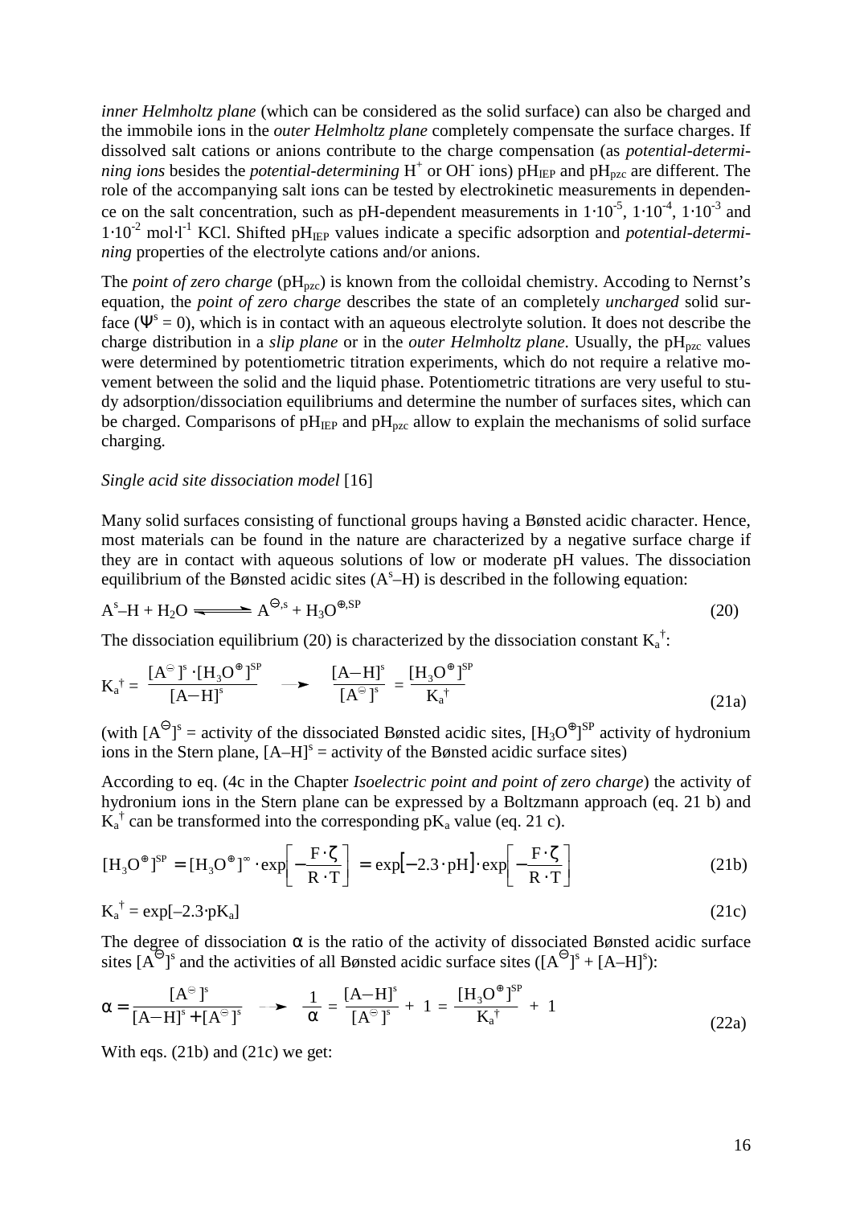*inner Helmholtz plane* (which can be considered as the solid surface) can also be charged and the immobile ions in the *outer Helmholtz plane* completely compensate the surface charges. If dissolved salt cations or anions contribute to the charge compensation (as *potential-determining ions* besides the *potential-determining* $H^+$ or $OH^-$ ions) $pH_{IEP}$ and $pH_{pzc}$ are different. The role of the accompanying salt ions can be tested by electrokinetic measurements in dependence on the salt concentration, such as pH-dependent measurements in $1{\cdot}10^{-5}$, $1{\cdot}10^{-4}$, $1{\cdot}10^{-3}$ and $1{\cdot}10^{-2}$ mol·l$^{-1}$ KCl. Shifted $pH_{IEP}$ values indicate a specific adsorption and *potential-determining* properties of the electrolyte cations and/or anions.

The *point of zero charge* ($pH_{pzc}$) is known from the colloidal chemistry. Accoding to Nernst's equation, the *point of zero charge* describes the state of an completely *uncharged* solid surface ($\Psi^s = 0$), which is in contact with an aqueous electrolyte solution. It does not describe the charge distribution in a *slip plane* or in the *outer Helmholtz plane*. Usually, the $pH_{pzc}$ values were determined by potentiometric titration experiments, which do not require a relative movement between the solid and the liquid phase. Potentiometric titrations are very useful to study adsorption/dissociation equilibriums and determine the number of surfaces sites, which can be charged. Comparisons of $pH_{IEP}$ and $pH_{pzc}$ allow to explain the mechanisms of solid surface charging.

*Single acid site dissociation model* [16]

Many solid surfaces consisting of functional groups having a Bønsted acidic character. Hence, most materials can be found in the nature are characterized by a negative surface charge if they are in contact with aqueous solutions of low or moderate pH values. The dissociation equilibrium of the Bønsted acidic sites ($A^s$–H) is described in the following equation:

$$A^s\text{–H} + H_2O \rightleftharpoons A^{\ominus,s} + H_3O^{\oplus,SP} \tag{20}$$

The dissociation equilibrium (20) is characterized by the dissociation constant $K_a^{\dagger}$:

$$K_a^{\dagger} = \frac{[A^{\ominus}]^s \cdot [H_3O^{\oplus}]^{SP}}{[A-H]^s} \quad \longrightarrow \quad \frac{[A-H]^s}{[A^{\ominus}]^s} = \frac{[H_3O^{\oplus}]^{SP}}{K_a^{\dagger}} \tag{21a}$$

(with $[A^{\ominus}]^s$ = activity of the dissociated Bønsted acidic sites, $[H_3O^{\oplus}]^{SP}$ activity of hydronium ions in the Stern plane, $[A–H]^s$ = activity of the Bønsted acidic surface sites)

According to eq. (4c in the Chapter *Isoelectric point and point of zero charge*) the activity of hydronium ions in the Stern plane can be expressed by a Boltzmann approach (eq. 21 b) and $K_a^{\dagger}$ can be transformed into the corresponding $pK_a$ value (eq. 21 c).

$$[H_3O^{\oplus}]^{SP} = [H_3O^{\oplus}]^{\infty} \cdot \exp\left[-\frac{F \cdot \zeta}{R \cdot T}\right] = \exp[-2.3 \cdot pH] \cdot \exp\left[-\frac{F \cdot \zeta}{R \cdot T}\right] \tag{21b}$$

$$K_a^{\dagger} = \exp[-2.3 \cdot pK_a] \tag{21c}$$

The degree of dissociation $\alpha$ is the ratio of the activity of dissociated Bønsted acidic surface sites $[A^{\ominus}]^s$ and the activities of all Bønsted acidic surface sites ($[A^{\ominus}]^s + [A–H]^s$):

$$\alpha = \frac{[A^{\ominus}]^s}{[A-H]^s + [A^{\ominus}]^s} \quad \longrightarrow \quad \frac{1}{\alpha} = \frac{[A-H]^s}{[A^{\ominus}]^s} + 1 = \frac{[H_3O^{\oplus}]^{SP}}{K_a^{\dagger}} + 1 \tag{22a}$$

With eqs. (21b) and (21c) we get: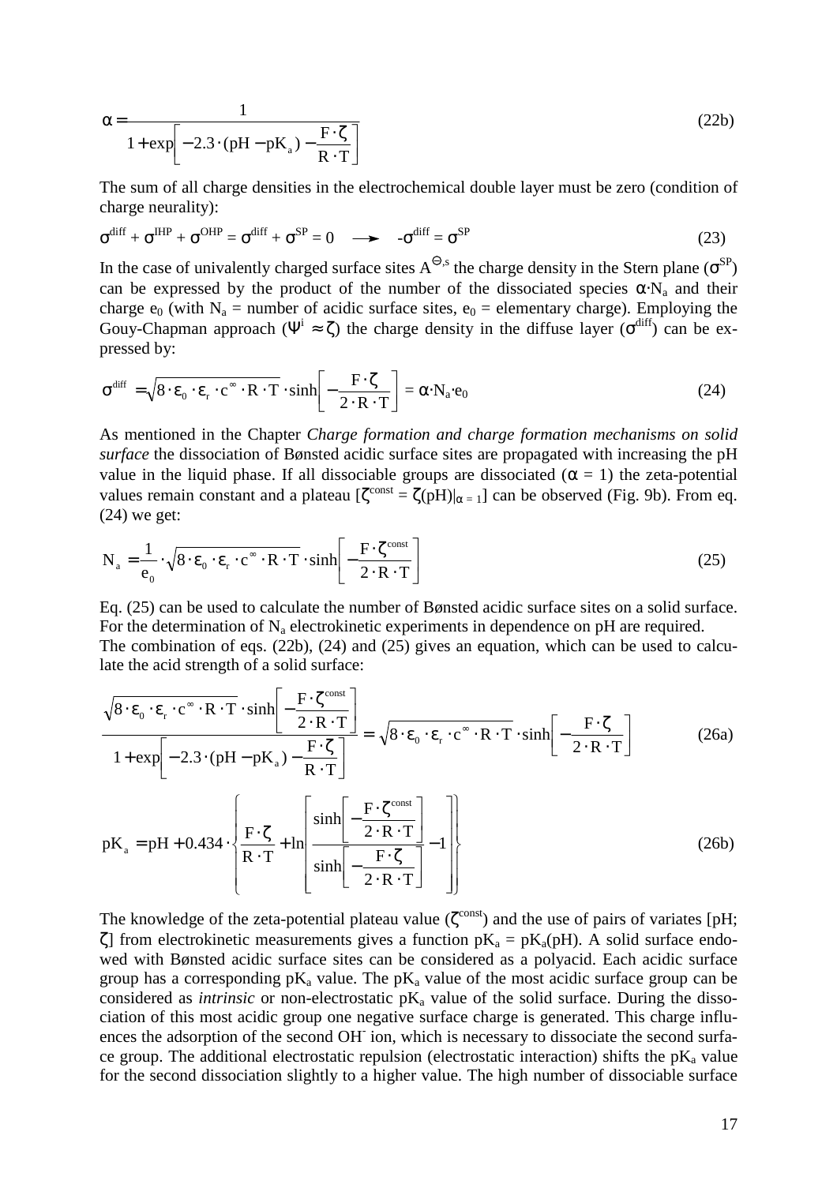$$\alpha = \frac{1}{1 + \exp\left[-2.3 \cdot (\mathrm{pH} - \mathrm{pK_a}) - \frac{F \cdot \zeta}{R \cdot T}\right]} \tag{22b}$$

The sum of all charge densities in the electrochemical double layer must be zero (condition of charge neurality):

$$\sigma^{\mathrm{diff}} + \sigma^{\mathrm{IHP}} + \sigma^{\mathrm{OHP}} = \sigma^{\mathrm{diff}} + \sigma^{\mathrm{SP}} = 0 \quad \longrightarrow \quad -\sigma^{\mathrm{diff}} = \sigma^{\mathrm{SP}} \tag{23}$$

In the case of univalently charged surface sites $A^{\ominus,s}$ the charge density in the Stern plane ($\sigma^{SP}$) can be expressed by the product of the number of the dissociated species $\alpha \cdot N_a$ and their charge $e_0$ (with $N_a$ = number of acidic surface sites, $e_0$ = elementary charge). Employing the Gouy-Chapman approach ($\Psi^i \approx \zeta$) the charge density in the diffuse layer ($\sigma^{\mathrm{diff}}$) can be expressed by:

$$\sigma^{\mathrm{diff}} = \sqrt{8 \cdot \varepsilon_0 \cdot \varepsilon_r \cdot c^{\infty} \cdot R \cdot T} \cdot \sinh\left[-\frac{F \cdot \zeta}{2 \cdot R \cdot T}\right] = \alpha \cdot N_a \cdot e_0 \tag{24}$$

As mentioned in the Chapter *Charge formation and charge formation mechanisms on solid surface* the dissociation of Bønsted acidic surface sites are propagated with increasing the pH value in the liquid phase. If all dissociable groups are dissociated ($\alpha = 1$) the zeta-potential values remain constant and a plateau [$\zeta^{\mathrm{const}} = \zeta(\mathrm{pH})|_{\alpha = 1}$] can be observed (Fig. 9b). From eq. (24) we get:

$$N_a = \frac{1}{e_0} \cdot \sqrt{8 \cdot \varepsilon_0 \cdot \varepsilon_r \cdot c^{\infty} \cdot R \cdot T} \cdot \sinh\left[-\frac{F \cdot \zeta^{\mathrm{const}}}{2 \cdot R \cdot T}\right] \tag{25}$$

Eq. (25) can be used to calculate the number of Bønsted acidic surface sites on a solid surface. For the determination of $N_a$ electrokinetic experiments in dependence on pH are required.
The combination of eqs. (22b), (24) and (25) gives an equation, which can be used to calculate the acid strength of a solid surface:

$$\frac{\sqrt{8 \cdot \varepsilon_0 \cdot \varepsilon_r \cdot c^{\infty} \cdot R \cdot T} \cdot \sinh\left[-\frac{F \cdot \zeta^{\mathrm{const}}}{2 \cdot R \cdot T}\right]}{1 + \exp\left[-2.3 \cdot (\mathrm{pH} - \mathrm{pK_a}) - \frac{F \cdot \zeta}{R \cdot T}\right]} = \sqrt{8 \cdot \varepsilon_0 \cdot \varepsilon_r \cdot c^{\infty} \cdot R \cdot T} \cdot \sinh\left[-\frac{F \cdot \zeta}{2 \cdot R \cdot T}\right] \tag{26a}$$

$$\mathrm{pK_a} = \mathrm{pH} + 0.434 \cdot \left\{\frac{F \cdot \zeta}{R \cdot T} + \ln\left[\frac{\sinh\left[-\frac{F \cdot \zeta^{\mathrm{const}}}{2 \cdot R \cdot T}\right]}{\sinh\left[-\frac{F \cdot \zeta}{2 \cdot R \cdot T}\right]} - 1\right]\right\} \tag{26b}$$

The knowledge of the zeta-potential plateau value ($\zeta^{\mathrm{const}}$) and the use of pairs of variates [pH; $\zeta$] from electrokinetic measurements gives a function $\mathrm{pK_a} = \mathrm{pK_a(pH)}$. A solid surface endowed with Bønsted acidic surface sites can be considered as a polyacid. Each acidic surface group has a corresponding $\mathrm{pK_a}$ value. The $\mathrm{pK_a}$ value of the most acidic surface group can be considered as *intrinsic* or non-electrostatic $\mathrm{pK_a}$ value of the solid surface. During the dissociation of this most acidic group one negative surface charge is generated. This charge influences the adsorption of the second $OH^-$ ion, which is necessary to dissociate the second surface group. The additional electrostatic repulsion (electrostatic interaction) shifts the $\mathrm{pK_a}$ value for the second dissociation slightly to a higher value. The high number of dissociable surface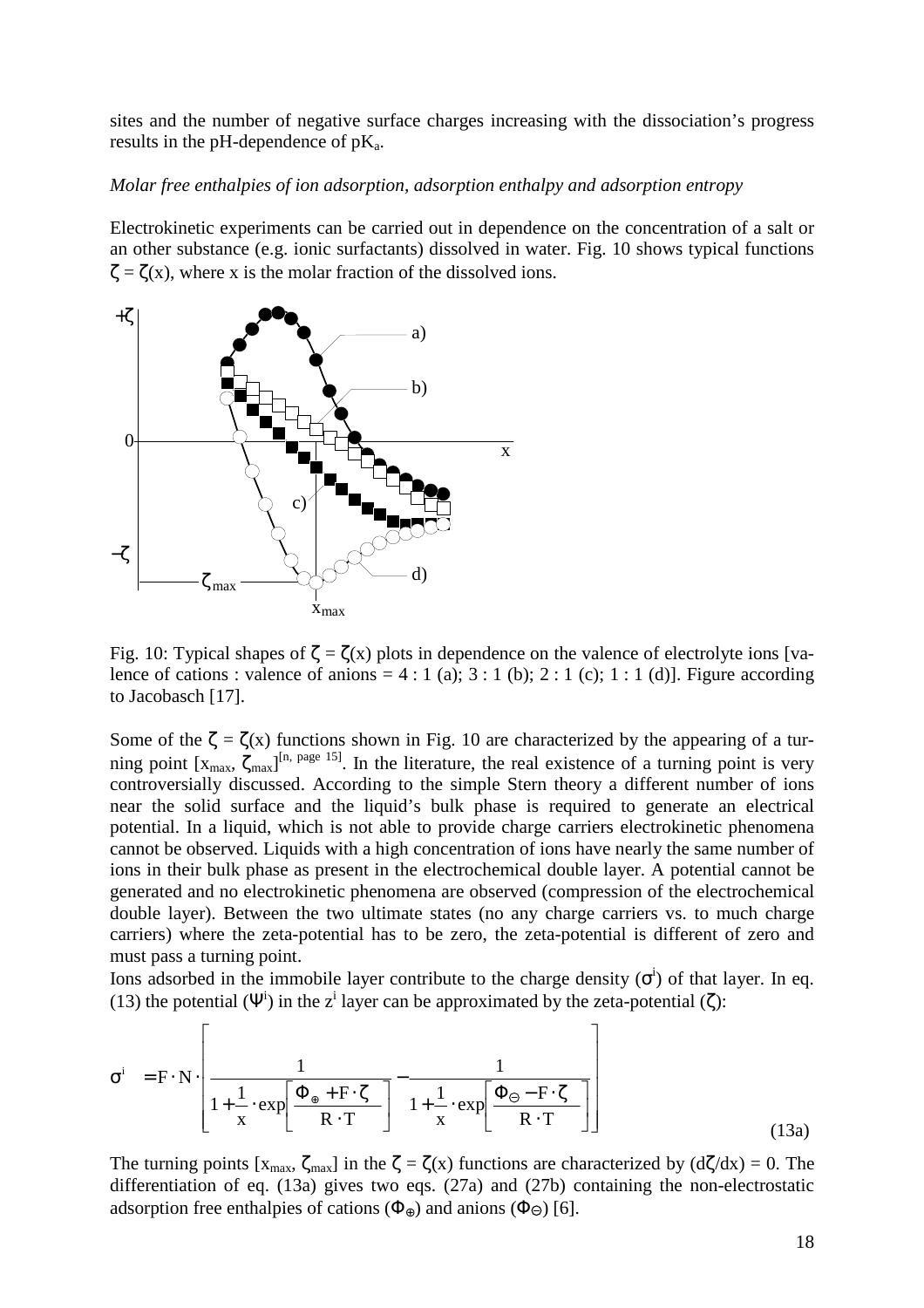sites and the number of negative surface charges increasing with the dissociation's progress results in the pH-dependence of $pK_a$.

*Molar free enthalpies of ion adsorption, adsorption enthalpy and adsorption entropy*

Electrokinetic experiments can be carried out in dependence on the concentration of a salt or an other substance (e.g. ionic surfactants) dissolved in water. Fig. 10 shows typical functions $\zeta = \zeta(x)$, where x is the molar fraction of the dissolved ions.

Fig. 10: Typical shapes of $\zeta = \zeta(x)$ plots in dependence on the valence of electrolyte ions [valence of cations : valence of anions = 4 : 1 (a); 3 : 1 (b); 2 : 1 (c); 1 : 1 (d)]. Figure according to Jacobasch [17].

Some of the $\zeta = \zeta(x)$ functions shown in Fig. 10 are characterized by the appearing of a turning point $[x_{max}, \zeta_{max}]$[n, page 15]. In the literature, the real existence of a turning point is very controversially discussed. According to the simple Stern theory a different number of ions near the solid surface and the liquid's bulk phase is required to generate an electrical potential. In a liquid, which is not able to provide charge carriers electrokinetic phenomena cannot be observed. Liquids with a high concentration of ions have nearly the same number of ions in their bulk phase as present in the electrochemical double layer. A potential cannot be generated and no electrokinetic phenomena are observed (compression of the electrochemical double layer). Between the two ultimate states (no any charge carriers vs. to much charge carriers) where the zeta-potential has to be zero, the zeta-potential is different of zero and must pass a turning point.

Ions adsorbed in the immobile layer contribute to the charge density ($\sigma^i$) of that layer. In eq. (13) the potential ($\Psi^i$) in the $z^i$ layer can be approximated by the zeta-potential ($\zeta$):

$$\sigma^i = F \cdot N \cdot \left[ \frac{1}{1 + \frac{1}{x} \cdot \exp\left[\frac{\Phi_\oplus + F \cdot \zeta}{R \cdot T}\right]} - \frac{1}{1 + \frac{1}{x} \cdot \exp\left[\frac{\Phi_\ominus - F \cdot \zeta}{R \cdot T}\right]} \right] \qquad (13a)$$

The turning points $[x_{max}, \zeta_{max}]$ in the $\zeta = \zeta(x)$ functions are characterized by $(d\zeta/dx) = 0$. The differentiation of eq. (13a) gives two eqs. (27a) and (27b) containing the non-electrostatic adsorption free enthalpies of cations ($\Phi_\oplus$) and anions ($\Phi_\ominus$) [6].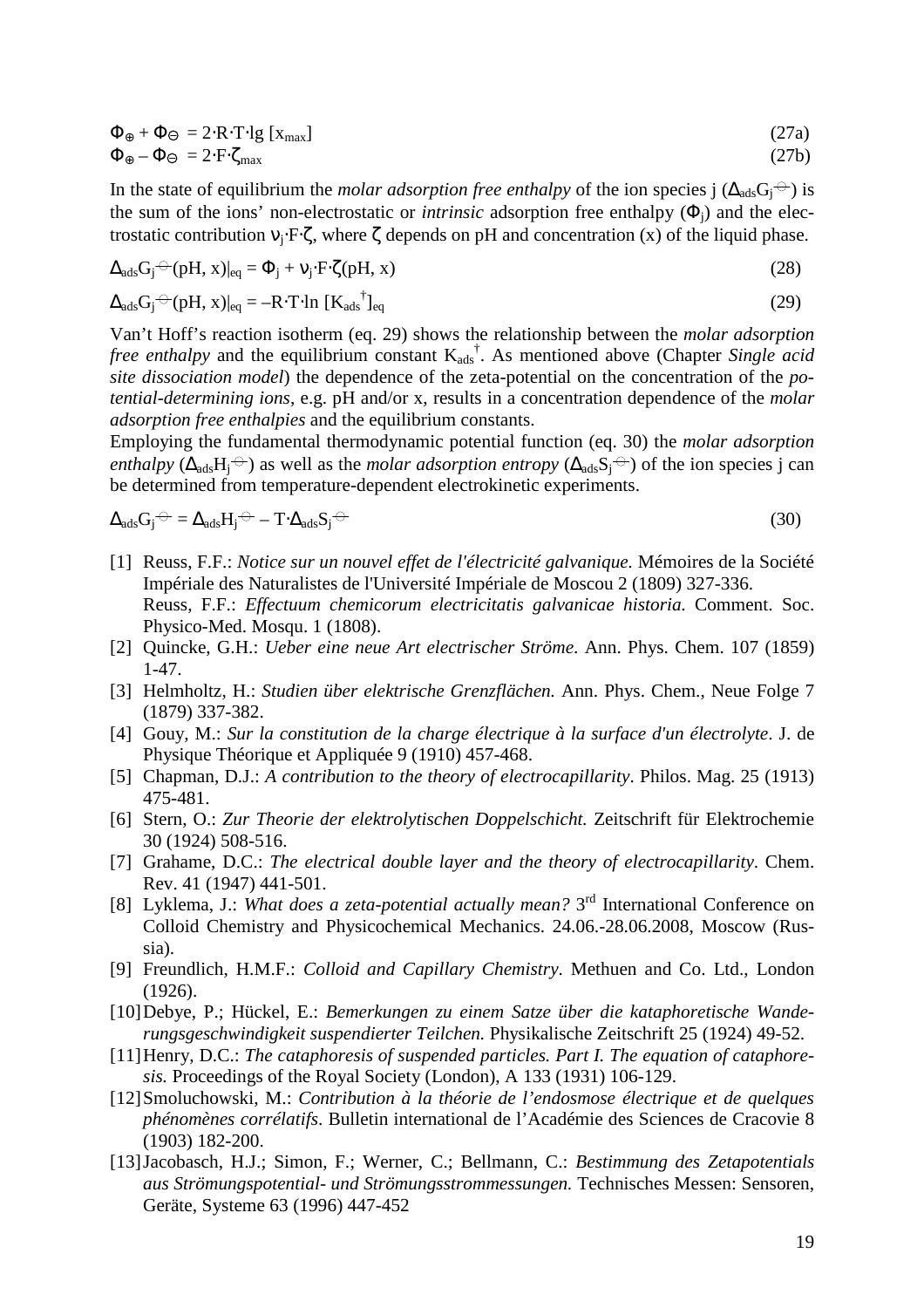$$\Phi_{\oplus} + \Phi_{\ominus} = 2 \cdot R \cdot T \cdot \lg\,[x_{max}] \tag{27a}$$

$$\Phi_{\oplus} - \Phi_{\ominus} = 2 \cdot F \cdot \zeta_{max} \tag{27b}$$

In the state of equilibrium the *molar adsorption free enthalpy* of the ion species j ($\Delta_{ads}G_j^{\ominus}$) is the sum of the ions' non-electrostatic or *intrinsic* adsorption free enthalpy ($\Phi_j$) and the electrostatic contribution $\nu_j \cdot F \cdot \zeta$, where $\zeta$ depends on pH and concentration (x) of the liquid phase.

$$\Delta_{ads}G_j^{\ominus}(\mathrm{pH}, x)|_{eq} = \Phi_j + \nu_j \cdot F \cdot \zeta(\mathrm{pH}, x) \tag{28}$$

$$\Delta_{ads}G_j^{\ominus}(\mathrm{pH}, x)|_{eq} = -R \cdot T \cdot \ln\,[K_{ads}^{\dagger}]_{eq} \tag{29}$$

Van't Hoff's reaction isotherm (eq. 29) shows the relationship between the *molar adsorption free enthalpy* and the equilibrium constant $K_{ads}^{\dagger}$. As mentioned above (Chapter *Single acid site dissociation model*) the dependence of the zeta-potential on the concentration of the *potential-determining ions*, e.g. pH and/or x, results in a concentration dependence of the *molar adsorption free enthalpies* and the equilibrium constants.
Employing the fundamental thermodynamic potential function (eq. 30) the *molar adsorption enthalpy* ($\Delta_{ads}H_j^{\ominus}$) as well as the *molar adsorption entropy* ($\Delta_{ads}S_j^{\ominus}$) of the ion species j can be determined from temperature-dependent electrokinetic experiments.

$$\Delta_{ads}G_j^{\ominus} = \Delta_{ads}H_j^{\ominus} - T \cdot \Delta_{ads}S_j^{\ominus} \tag{30}$$

[1] Reuss, F.F.: *Notice sur un nouvel effet de l'électricité galvanique.* Mémoires de la Société Impériale des Naturalistes de l'Université Impériale de Moscou 2 (1809) 327-336.
Reuss, F.F.: *Effectuum chemicorum electricitatis galvanicae historia.* Comment. Soc. Physico-Med. Mosqu. 1 (1808).

[2] Quincke, G.H.: *Ueber eine neue Art electrischer Ströme.* Ann. Phys. Chem. 107 (1859) 1-47.

[3] Helmholtz, H.: *Studien über elektrische Grenzflächen.* Ann. Phys. Chem., Neue Folge 7 (1879) 337-382.

[4] Gouy, M.: *Sur la constitution de la charge électrique à la surface d'un électrolyte.* J. de Physique Théorique et Appliquée 9 (1910) 457-468.

[5] Chapman, D.J.: *A contribution to the theory of electrocapillarity.* Philos. Mag. 25 (1913) 475-481.

[6] Stern, O.: *Zur Theorie der elektrolytischen Doppelschicht.* Zeitschrift für Elektrochemie 30 (1924) 508-516.

[7] Grahame, D.C.: *The electrical double layer and the theory of electrocapillarity.* Chem. Rev. 41 (1947) 441-501.

[8] Lyklema, J.: *What does a zeta-potential actually mean?* 3rd International Conference on Colloid Chemistry and Physicochemical Mechanics. 24.06.-28.06.2008, Moscow (Russia).

[9] Freundlich, H.M.F.: *Colloid and Capillary Chemistry.* Methuen and Co. Ltd., London (1926).

[10] Debye, P.; Hückel, E.: *Bemerkungen zu einem Satze über die kataphoretische Wanderungsgeschwindigkeit suspendierter Teilchen.* Physikalische Zeitschrift 25 (1924) 49-52.

[11] Henry, D.C.: *The cataphoresis of suspended particles. Part I. The equation of cataphoresis.* Proceedings of the Royal Society (London), A 133 (1931) 106-129.

[12] Smoluchowski, M.: *Contribution à la théorie de l'endosmose électrique et de quelques phénomènes corrélatifs.* Bulletin international de l'Académie des Sciences de Cracovie 8 (1903) 182-200.

[13] Jacobasch, H.J.; Simon, F.; Werner, C.; Bellmann, C.: *Bestimmung des Zetapotentials aus Strömungspotential- und Strömungsstrommessungen.* Technisches Messen: Sensoren, Geräte, Systeme 63 (1996) 447-452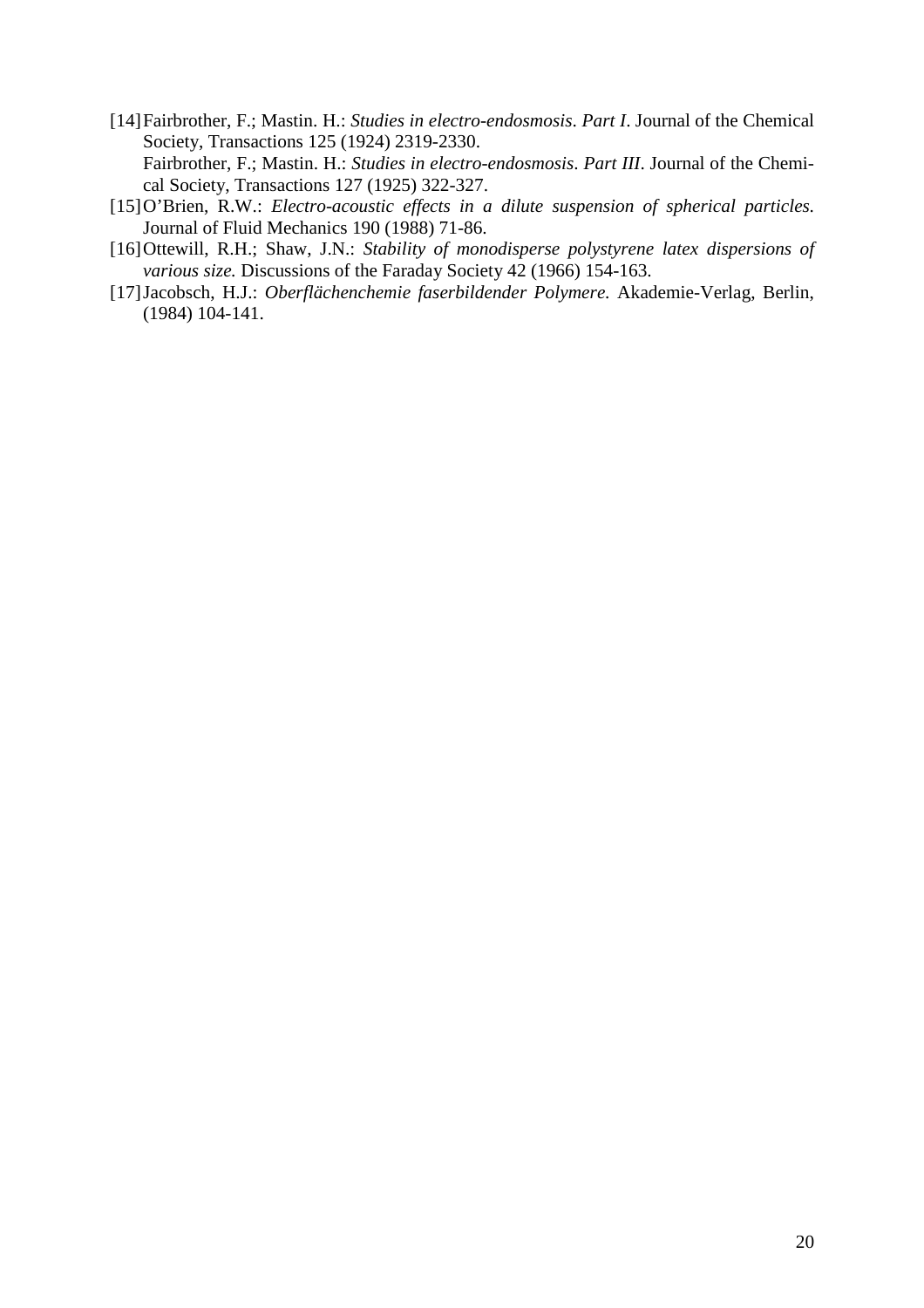[14] Fairbrother, F.; Mastin. H.: *Studies in electro-endosmosis*. *Part I*. Journal of the Chemical Society, Transactions 125 (1924) 2319-2330.
Fairbrother, F.; Mastin. H.: *Studies in electro-endosmosis*. *Part III*. Journal of the Chemical Society, Transactions 127 (1925) 322-327.

[15] O'Brien, R.W.: *Electro-acoustic effects in a dilute suspension of spherical particles.* Journal of Fluid Mechanics 190 (1988) 71-86.

[16] Ottewill, R.H.; Shaw, J.N.: *Stability of monodisperse polystyrene latex dispersions of various size.* Discussions of the Faraday Society 42 (1966) 154-163.

[17] Jacobsch, H.J.: *Oberflächenchemie faserbildender Polymere.* Akademie-Verlag, Berlin, (1984) 104-141.